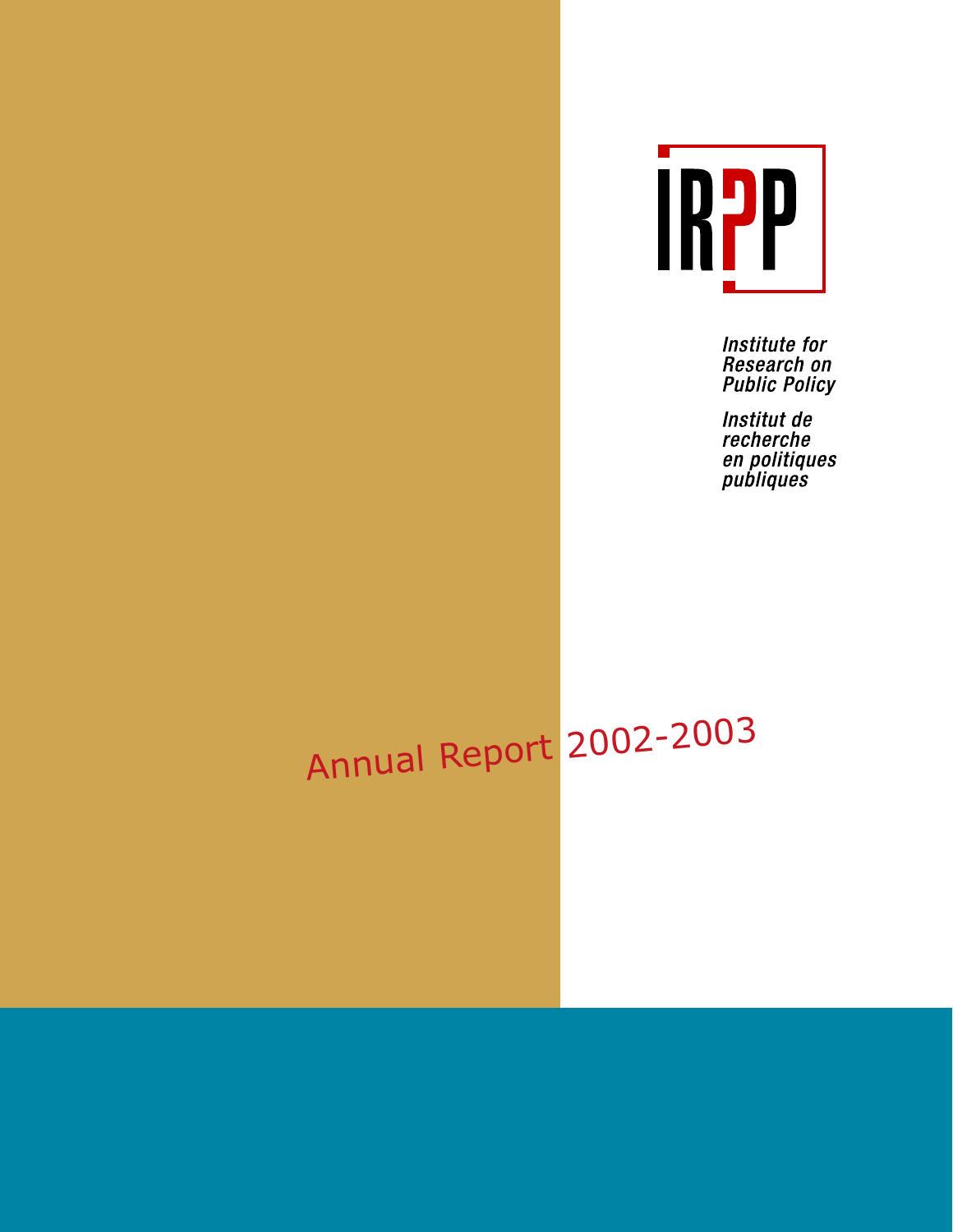IRPP

*Institute for Research on Public Policy*

*Institut de recherche en politiques publiques*

# Annual Report 2002-2003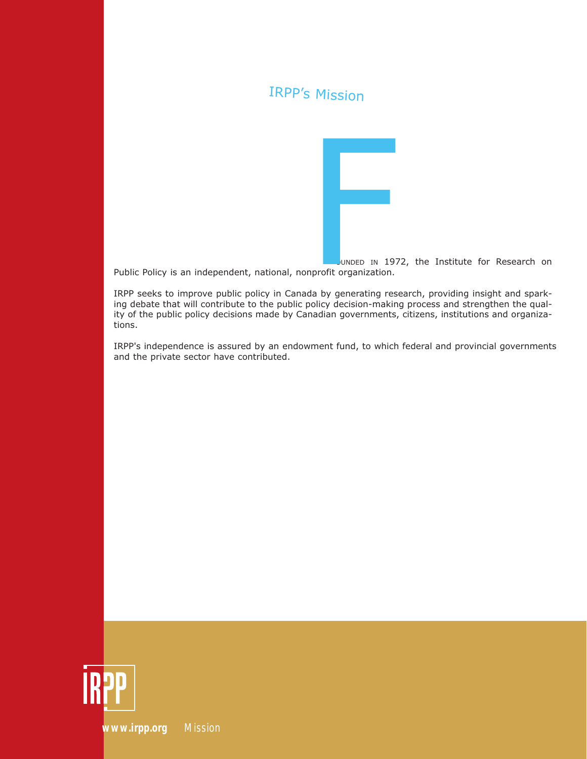# IRPP's Mission

**F**OUNDED IN 1972, the Institute for Research on Public Policy is an independent, national, nonprofit organization.

IRPP seeks to improve public policy in Canada by generating research, providing insight and sparking debate that will contribute to the public policy decision-making process and strengthen the quality of the public policy decisions made by Canadian governments, citizens, institutions and organizations.

IRPP's independence is assured by an endowment fund, to which federal and provincial governments and the private sector have contributed.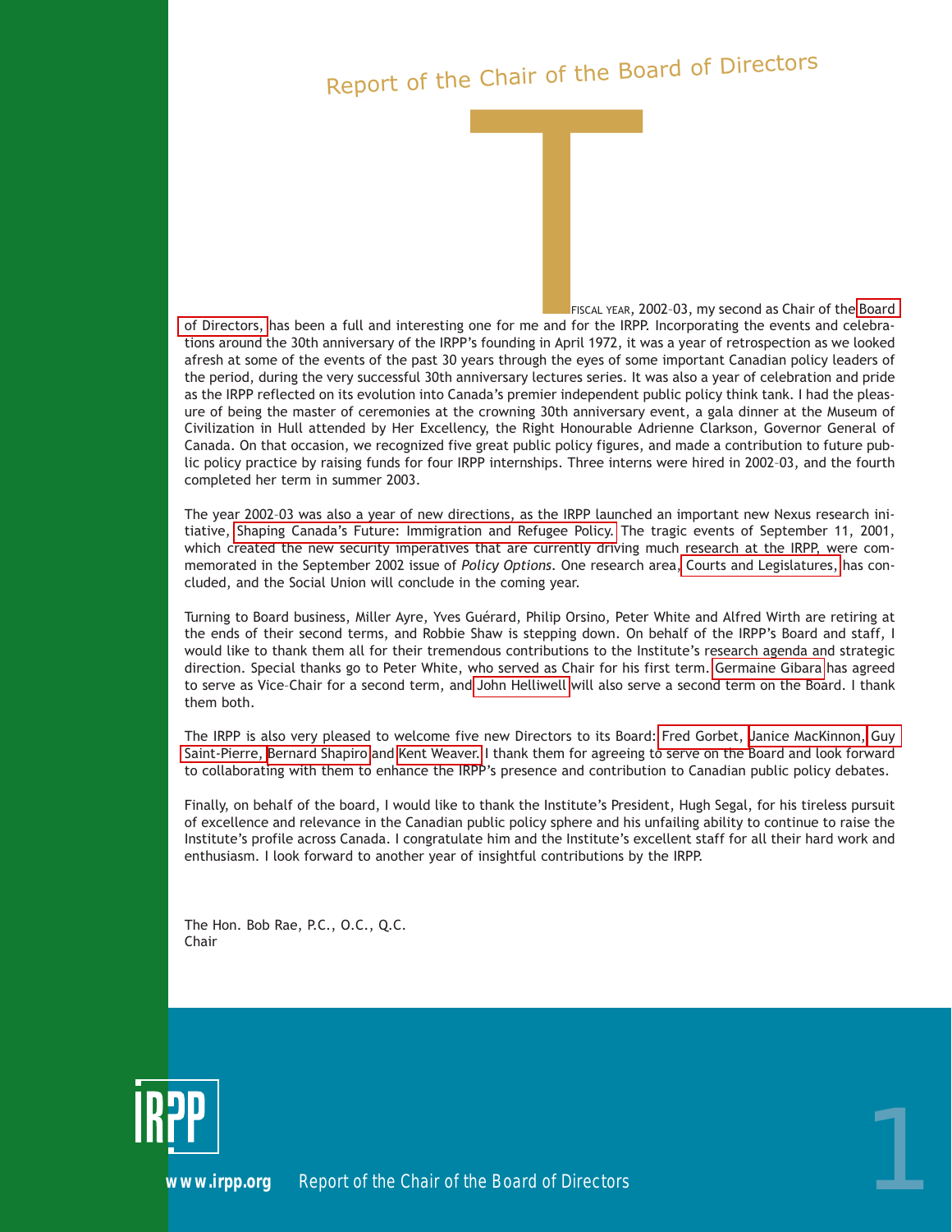# Report of the Chair of the Board of Directors

The FISCAL YEAR, 2002–03, my second as Chair of the Board of Directors, has been a full and interesting one for me and for the IRPP. Incorporating the events and celebrations around the 30th anniversary of the IRPP's founding in April 1972, it was a year of retrospection as we looked afresh at some of the events of the past 30 years through the eyes of some important Canadian policy leaders of the period, during the very successful 30th anniversary lectures series. It was also a year of celebration and pride as the IRPP reflected on its evolution into Canada's premier independent public policy think tank. I had the pleasure of being the master of ceremonies at the crowning 30th anniversary event, a gala dinner at the Museum of Civilization in Hull attended by Her Excellency, the Right Honourable Adrienne Clarkson, Governor General of Canada. On that occasion, we recognized five great public policy figures, and made a contribution to future public policy practice by raising funds for four IRPP internships. Three interns were hired in 2002–03, and the fourth completed her term in summer 2003.

The year 2002–03 was also a year of new directions, as the IRPP launched an important new Nexus research initiative, Shaping Canada's Future: Immigration and Refugee Policy. The tragic events of September 11, 2001, which created the new security imperatives that are currently driving much research at the IRPP, were commemorated in the September 2002 issue of *Policy Options*. One research area, Courts and Legislatures, has concluded, and the Social Union will conclude in the coming year.

Turning to Board business, Miller Ayre, Yves Guérard, Philip Orsino, Peter White and Alfred Wirth are retiring at the ends of their second terms, and Robbie Shaw is stepping down. On behalf of the IRPP's Board and staff, I would like to thank them all for their tremendous contributions to the Institute's research agenda and strategic direction. Special thanks go to Peter White, who served as Chair for his first term. Germaine Gibara has agreed to serve as Vice-Chair for a second term, and John Helliwell will also serve a second term on the Board. I thank them both.

The IRPP is also very pleased to welcome five new Directors to its Board: Fred Gorbet, Janice MacKinnon, Guy Saint-Pierre, Bernard Shapiro and Kent Weaver. I thank them for agreeing to serve on the Board and look forward to collaborating with them to enhance the IRPP's presence and contribution to Canadian public policy debates.

Finally, on behalf of the board, I would like to thank the Institute's President, Hugh Segal, for his tireless pursuit of excellence and relevance in the Canadian public policy sphere and his unfailing ability to continue to raise the Institute's profile across Canada. I congratulate him and the Institute's excellent staff for all their hard work and enthusiasm. I look forward to another year of insightful contributions by the IRPP.

The Hon. Bob Rae, P.C., O.C., Q.C.
Chair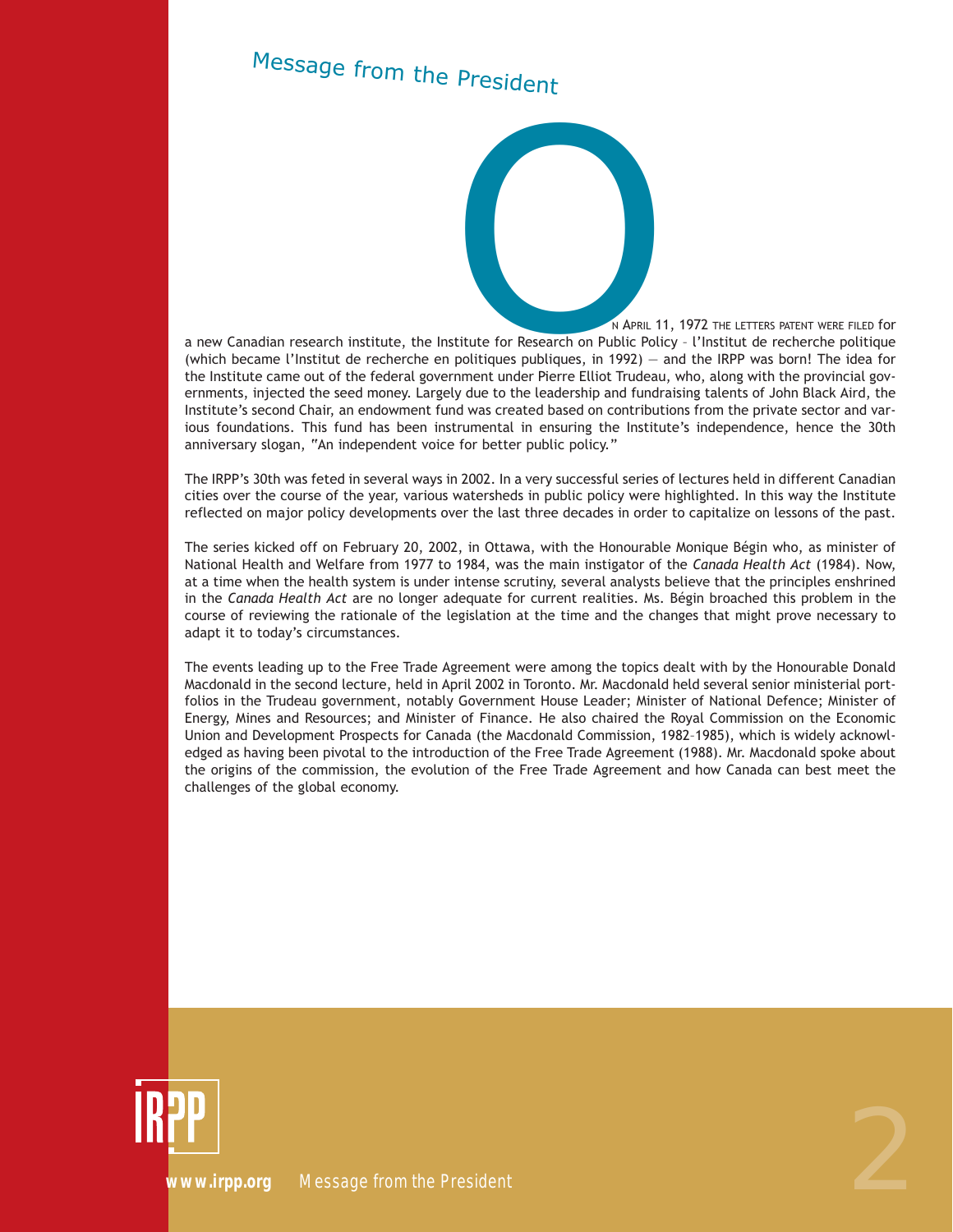# Message from the President

On April 11, 1972 the letters patent were filed for a new Canadian research institute, the Institute for Research on Public Policy – l'Institut de recherche politique (which became l'Institut de recherche en politiques publiques, in 1992) — and the IRPP was born! The idea for the Institute came out of the federal government under Pierre Elliot Trudeau, who, along with the provincial governments, injected the seed money. Largely due to the leadership and fundraising talents of John Black Aird, the Institute's second Chair, an endowment fund was created based on contributions from the private sector and various foundations. This fund has been instrumental in ensuring the Institute's independence, hence the 30th anniversary slogan, "An independent voice for better public policy."

The IRPP's 30th was feted in several ways in 2002. In a very successful series of lectures held in different Canadian cities over the course of the year, various watersheds in public policy were highlighted. In this way the Institute reflected on major policy developments over the last three decades in order to capitalize on lessons of the past.

The series kicked off on February 20, 2002, in Ottawa, with the Honourable Monique Bégin who, as minister of National Health and Welfare from 1977 to 1984, was the main instigator of the *Canada Health Act* (1984). Now, at a time when the health system is under intense scrutiny, several analysts believe that the principles enshrined in the *Canada Health Act* are no longer adequate for current realities. Ms. Bégin broached this problem in the course of reviewing the rationale of the legislation at the time and the changes that might prove necessary to adapt it to today's circumstances.

The events leading up to the Free Trade Agreement were among the topics dealt with by the Honourable Donald Macdonald in the second lecture, held in April 2002 in Toronto. Mr. Macdonald held several senior ministerial portfolios in the Trudeau government, notably Government House Leader; Minister of National Defence; Minister of Energy, Mines and Resources; and Minister of Finance. He also chaired the Royal Commission on the Economic Union and Development Prospects for Canada (the Macdonald Commission, 1982–1985), which is widely acknowledged as having been pivotal to the introduction of the Free Trade Agreement (1988). Mr. Macdonald spoke about the origins of the commission, the evolution of the Free Trade Agreement and how Canada can best meet the challenges of the global economy.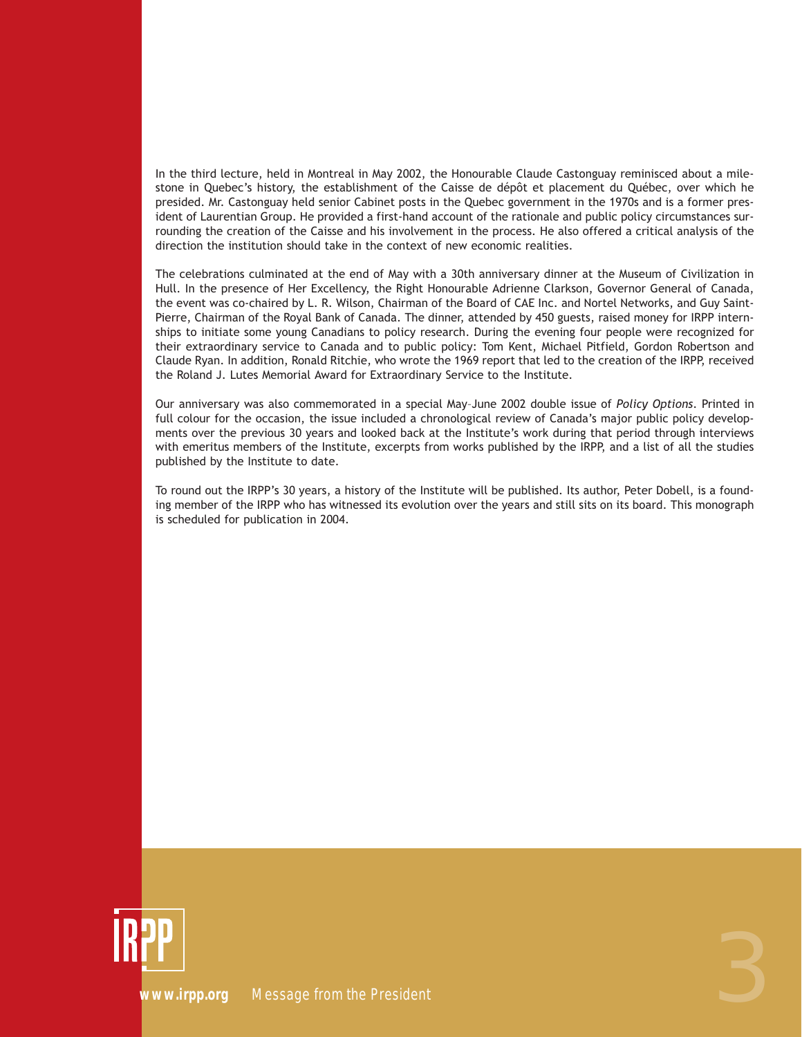In the third lecture, held in Montreal in May 2002, the Honourable Claude Castonguay reminisced about a milestone in Quebec's history, the establishment of the Caisse de dépôt et placement du Québec, over which he presided. Mr. Castonguay held senior Cabinet posts in the Quebec government in the 1970s and is a former president of Laurentian Group. He provided a first-hand account of the rationale and public policy circumstances surrounding the creation of the Caisse and his involvement in the process. He also offered a critical analysis of the direction the institution should take in the context of new economic realities.

The celebrations culminated at the end of May with a 30th anniversary dinner at the Museum of Civilization in Hull. In the presence of Her Excellency, the Right Honourable Adrienne Clarkson, Governor General of Canada, the event was co-chaired by L. R. Wilson, Chairman of the Board of CAE Inc. and Nortel Networks, and Guy Saint-Pierre, Chairman of the Royal Bank of Canada. The dinner, attended by 450 guests, raised money for IRPP internships to initiate some young Canadians to policy research. During the evening four people were recognized for their extraordinary service to Canada and to public policy: Tom Kent, Michael Pitfield, Gordon Robertson and Claude Ryan. In addition, Ronald Ritchie, who wrote the 1969 report that led to the creation of the IRPP, received the Roland J. Lutes Memorial Award for Extraordinary Service to the Institute.

Our anniversary was also commemorated in a special May–June 2002 double issue of *Policy Options*. Printed in full colour for the occasion, the issue included a chronological review of Canada's major public policy developments over the previous 30 years and looked back at the Institute's work during that period through interviews with emeritus members of the Institute, excerpts from works published by the IRPP, and a list of all the studies published by the Institute to date.

To round out the IRPP's 30 years, a history of the Institute will be published. Its author, Peter Dobell, is a founding member of the IRPP who has witnessed its evolution over the years and still sits on its board. This monograph is scheduled for publication in 2004.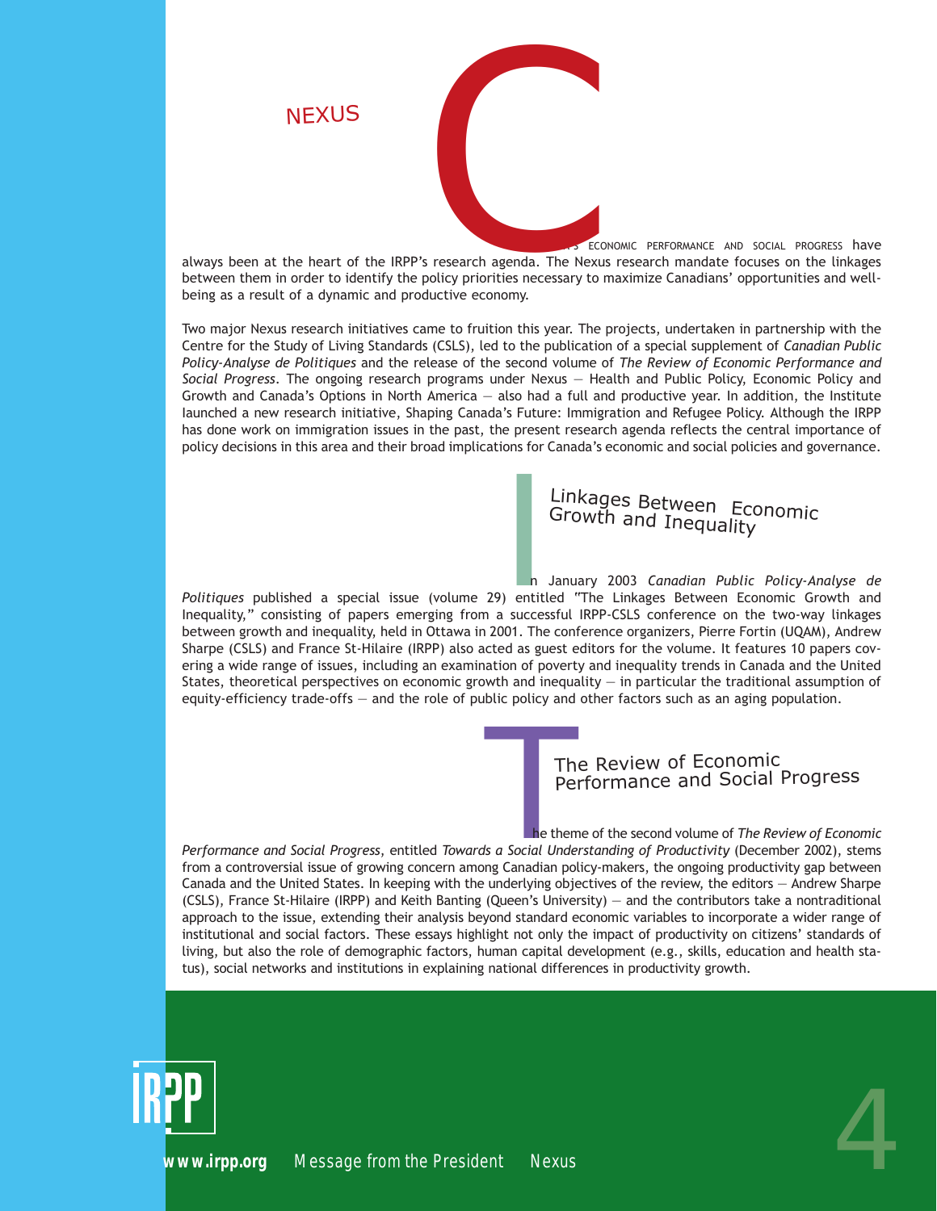# NEXUS

Canada's economic performance and social progress have always been at the heart of the IRPP's research agenda. The Nexus research mandate focuses on the linkages between them in order to identify the policy priorities necessary to maximize Canadians' opportunities and well-being as a result of a dynamic and productive economy.

Two major Nexus research initiatives came to fruition this year. The projects, undertaken in partnership with the Centre for the Study of Living Standards (CSLS), led to the publication of a special supplement of *Canadian Public Policy-Analyse de Politiques* and the release of the second volume of *The Review of Economic Performance and Social Progress*. The ongoing research programs under Nexus — Health and Public Policy, Economic Policy and Growth and Canada's Options in North America — also had a full and productive year. In addition, the Institute launched a new research initiative, Shaping Canada's Future: Immigration and Refugee Policy. Although the IRPP has done work on immigration issues in the past, the present research agenda reflects the central importance of policy decisions in this area and their broad implications for Canada's economic and social policies and governance.

## Linkages Between Economic Growth and Inequality

In January 2003 *Canadian Public Policy-Analyse de Politiques* published a special issue (volume 29) entitled "The Linkages Between Economic Growth and Inequality," consisting of papers emerging from a successful IRPP-CSLS conference on the two-way linkages between growth and inequality, held in Ottawa in 2001. The conference organizers, Pierre Fortin (UQAM), Andrew Sharpe (CSLS) and France St-Hilaire (IRPP) also acted as guest editors for the volume. It features 10 papers covering a wide range of issues, including an examination of poverty and inequality trends in Canada and the United States, theoretical perspectives on economic growth and inequality — in particular the traditional assumption of equity-efficiency trade-offs — and the role of public policy and other factors such as an aging population.

## The Review of Economic Performance and Social Progress

The theme of the second volume of *The Review of Economic Performance and Social Progress*, entitled *Towards a Social Understanding of Productivity* (December 2002), stems from a controversial issue of growing concern among Canadian policy-makers, the ongoing productivity gap between Canada and the United States. In keeping with the underlying objectives of the review, the editors — Andrew Sharpe (CSLS), France St-Hilaire (IRPP) and Keith Banting (Queen's University) — and the contributors take a nontraditional approach to the issue, extending their analysis beyond standard economic variables to incorporate a wider range of institutional and social factors. These essays highlight not only the impact of productivity on citizens' standards of living, but also the role of demographic factors, human capital development (e.g., skills, education and health status), social networks and institutions in explaining national differences in productivity growth.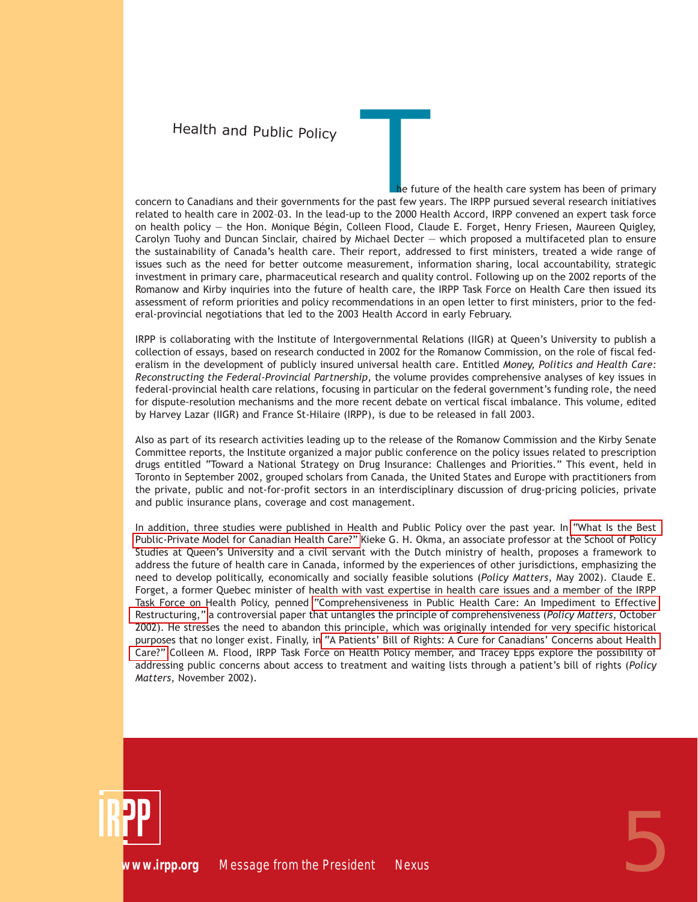## Health and Public Policy

The future of the health care system has been of primary concern to Canadians and their governments for the past few years. The IRPP pursued several research initiatives related to health care in 2002–03. In the lead-up to the 2000 Health Accord, IRPP convened an expert task force on health policy — the Hon. Monique Bégin, Colleen Flood, Claude E. Forget, Henry Friesen, Maureen Quigley, Carolyn Tuohy and Duncan Sinclair, chaired by Michael Decter — which proposed a multifaceted plan to ensure the sustainability of Canada's health care. Their report, addressed to first ministers, treated a wide range of issues such as the need for better outcome measurement, information sharing, local accountability, strategic investment in primary care, pharmaceutical research and quality control. Following up on the 2002 reports of the Romanow and Kirby inquiries into the future of health care, the IRPP Task Force on Health Care then issued its assessment of reform priorities and policy recommendations in an open letter to first ministers, prior to the federal-provincial negotiations that led to the 2003 Health Accord in early February.

IRPP is collaborating with the Institute of Intergovernmental Relations (IIGR) at Queen's University to publish a collection of essays, based on research conducted in 2002 for the Romanow Commission, on the role of fiscal federalism in the development of publicly insured universal health care. Entitled *Money, Politics and Health Care: Reconstructing the Federal-Provincial Partnership*, the volume provides comprehensive analyses of key issues in federal-provincial health care relations, focusing in particular on the federal government's funding role, the need for dispute-resolution mechanisms and the more recent debate on vertical fiscal imbalance. This volume, edited by Harvey Lazar (IIGR) and France St-Hilaire (IRPP), is due to be released in fall 2003.

Also as part of its research activities leading up to the release of the Romanow Commission and the Kirby Senate Committee reports, the Institute organized a major public conference on the policy issues related to prescription drugs entitled "Toward a National Strategy on Drug Insurance: Challenges and Priorities." This event, held in Toronto in September 2002, grouped scholars from Canada, the United States and Europe with practitioners from the private, public and not-for-profit sectors in an interdisciplinary discussion of drug-pricing policies, private and public insurance plans, coverage and cost management.

In addition, three studies were published in Health and Public Policy over the past year. In "What Is the Best Public-Private Model for Canadian Health Care?" Kieke G. H. Okma, an associate professor at the School of Policy Studies at Queen's University and a civil servant with the Dutch ministry of health, proposes a framework to address the future of health care in Canada, informed by the experiences of other jurisdictions, emphasizing the need to develop politically, economically and socially feasible solutions (*Policy Matters*, May 2002). Claude E. Forget, a former Quebec minister of health with vast expertise in health care issues and a member of the IRPP Task Force on Health Policy, penned "Comprehensiveness in Public Health Care: An Impediment to Effective Restructuring," a controversial paper that untangles the principle of comprehensiveness (*Policy Matters*, October 2002). He stresses the need to abandon this principle, which was originally intended for very specific historical purposes that no longer exist. Finally, in "A Patients' Bill of Rights: A Cure for Canadians' Concerns about Health Care?" Colleen M. Flood, IRPP Task Force on Health Policy member, and Tracey Epps explore the possibility of addressing public concerns about access to treatment and waiting lists through a patient's bill of rights (*Policy Matters*, November 2002).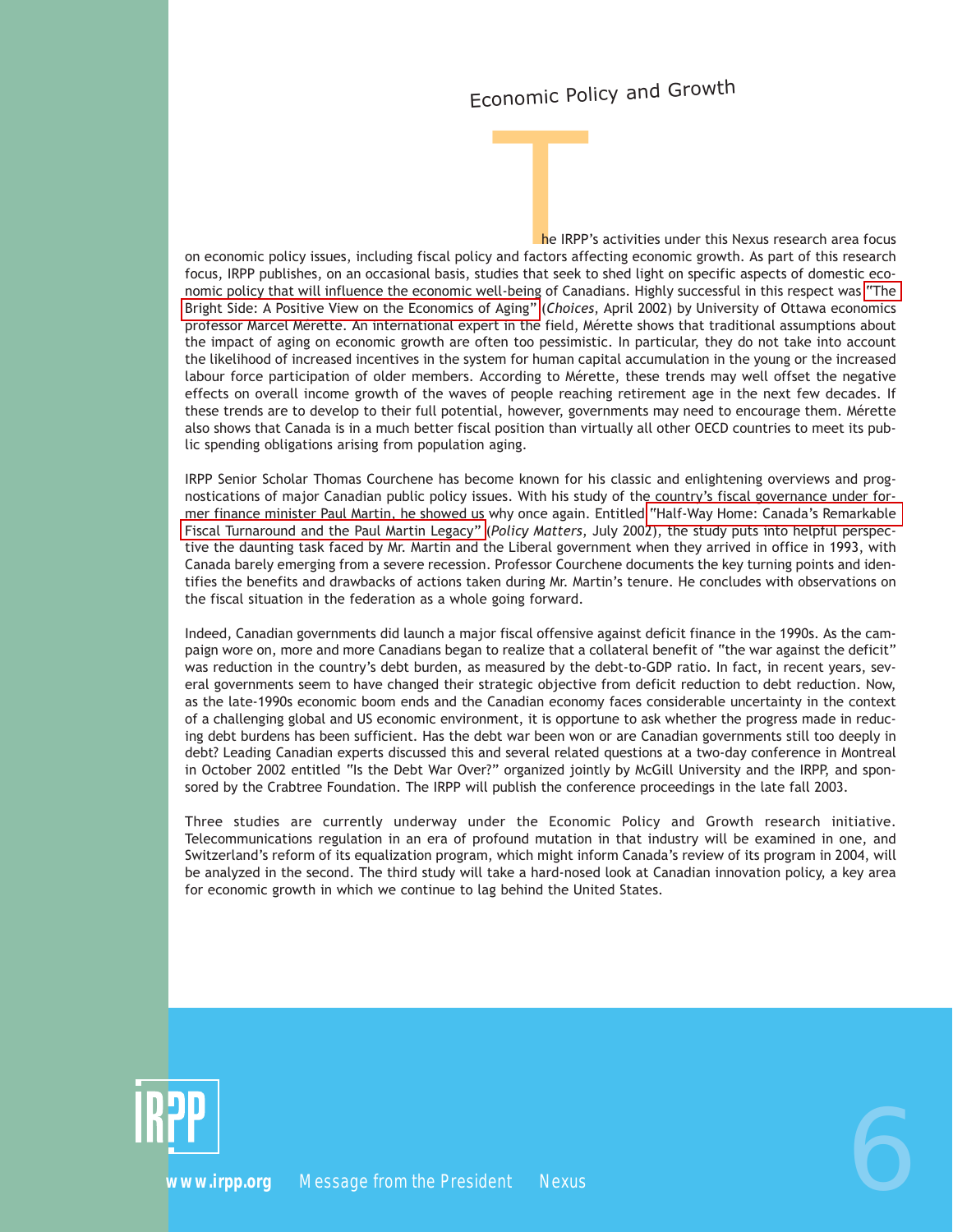# Economic Policy and Growth

The IRPP's activities under this Nexus research area focus on economic policy issues, including fiscal policy and factors affecting economic growth. As part of this research focus, IRPP publishes, on an occasional basis, studies that seek to shed light on specific aspects of domestic economic policy that will influence the economic well-being of Canadians. Highly successful in this respect was "The Bright Side: A Positive View on the Economics of Aging" (*Choices*, April 2002) by University of Ottawa economics professor Marcel Mérette. An international expert in the field, Mérette shows that traditional assumptions about the impact of aging on economic growth are often too pessimistic. In particular, they do not take into account the likelihood of increased incentives in the system for human capital accumulation in the young or the increased labour force participation of older members. According to Mérette, these trends may well offset the negative effects on overall income growth of the waves of people reaching retirement age in the next few decades. If these trends are to develop to their full potential, however, governments may need to encourage them. Mérette also shows that Canada is in a much better fiscal position than virtually all other OECD countries to meet its public spending obligations arising from population aging.

IRPP Senior Scholar Thomas Courchene has become known for his classic and enlightening overviews and prognostications of major Canadian public policy issues. With his study of the country's fiscal governance under former finance minister Paul Martin, he showed us why once again. Entitled "Half-Way Home: Canada's Remarkable Fiscal Turnaround and the Paul Martin Legacy" (*Policy Matters*, July 2002), the study puts into helpful perspective the daunting task faced by Mr. Martin and the Liberal government when they arrived in office in 1993, with Canada barely emerging from a severe recession. Professor Courchene documents the key turning points and identifies the benefits and drawbacks of actions taken during Mr. Martin's tenure. He concludes with observations on the fiscal situation in the federation as a whole going forward.

Indeed, Canadian governments did launch a major fiscal offensive against deficit finance in the 1990s. As the campaign wore on, more and more Canadians began to realize that a collateral benefit of "the war against the deficit" was reduction in the country's debt burden, as measured by the debt-to-GDP ratio. In fact, in recent years, several governments seem to have changed their strategic objective from deficit reduction to debt reduction. Now, as the late-1990s economic boom ends and the Canadian economy faces considerable uncertainty in the context of a challenging global and US economic environment, it is opportune to ask whether the progress made in reducing debt burdens has been sufficient. Has the debt war been won or are Canadian governments still too deeply in debt? Leading Canadian experts discussed this and several related questions at a two-day conference in Montreal in October 2002 entitled "Is the Debt War Over?" organized jointly by McGill University and the IRPP, and sponsored by the Crabtree Foundation. The IRPP will publish the conference proceedings in the late fall 2003.

Three studies are currently underway under the Economic Policy and Growth research initiative. Telecommunications regulation in an era of profound mutation in that industry will be examined in one, and Switzerland's reform of its equalization program, which might inform Canada's review of its program in 2004, will be analyzed in the second. The third study will take a hard-nosed look at Canadian innovation policy, a key area for economic growth in which we continue to lag behind the United States.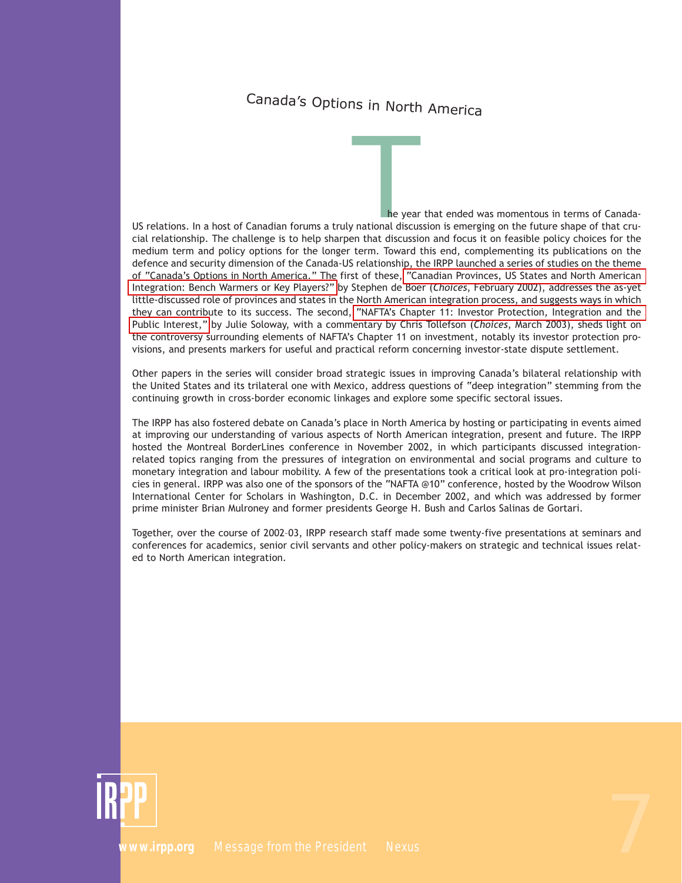# Canada's Options in North America

The year that ended was momentous in terms of Canada-US relations. In a host of Canadian forums a truly national discussion is emerging on the future shape of that crucial relationship. The challenge is to help sharpen that discussion and focus it on feasible policy choices for the medium term and policy options for the longer term. Toward this end, complementing its publications on the defence and security dimension of the Canada-US relationship, the IRPP launched a series of studies on the theme of "Canada's Options in North America." The first of these, "Canadian Provinces, US States and North American Integration: Bench Warmers or Key Players?" by Stephen de Boer (*Choices*, February 2002), addresses the as-yet little-discussed role of provinces and states in the North American integration process, and suggests ways in which they can contribute to its success. The second, "NAFTA's Chapter 11: Investor Protection, Integration and the Public Interest," by Julie Soloway, with a commentary by Chris Tollefson (*Choices*, March 2003), sheds light on the controversy surrounding elements of NAFTA's Chapter 11 on investment, notably its investor protection provisions, and presents markers for useful and practical reform concerning investor-state dispute settlement.

Other papers in the series will consider broad strategic issues in improving Canada's bilateral relationship with the United States and its trilateral one with Mexico, address questions of "deep integration" stemming from the continuing growth in cross-border economic linkages and explore some specific sectoral issues.

The IRPP has also fostered debate on Canada's place in North America by hosting or participating in events aimed at improving our understanding of various aspects of North American integration, present and future. The IRPP hosted the Montreal BorderLines conference in November 2002, in which participants discussed integration-related topics ranging from the pressures of integration on environmental and social programs and culture to monetary integration and labour mobility. A few of the presentations took a critical look at pro-integration policies in general. IRPP was also one of the sponsors of the "NAFTA @10" conference, hosted by the Woodrow Wilson International Center for Scholars in Washington, D.C. in December 2002, and which was addressed by former prime minister Brian Mulroney and former presidents George H. Bush and Carlos Salinas de Gortari.

Together, over the course of 2002–03, IRPP research staff made some twenty-five presentations at seminars and conferences for academics, senior civil servants and other policy-makers on strategic and technical issues related to North American integration.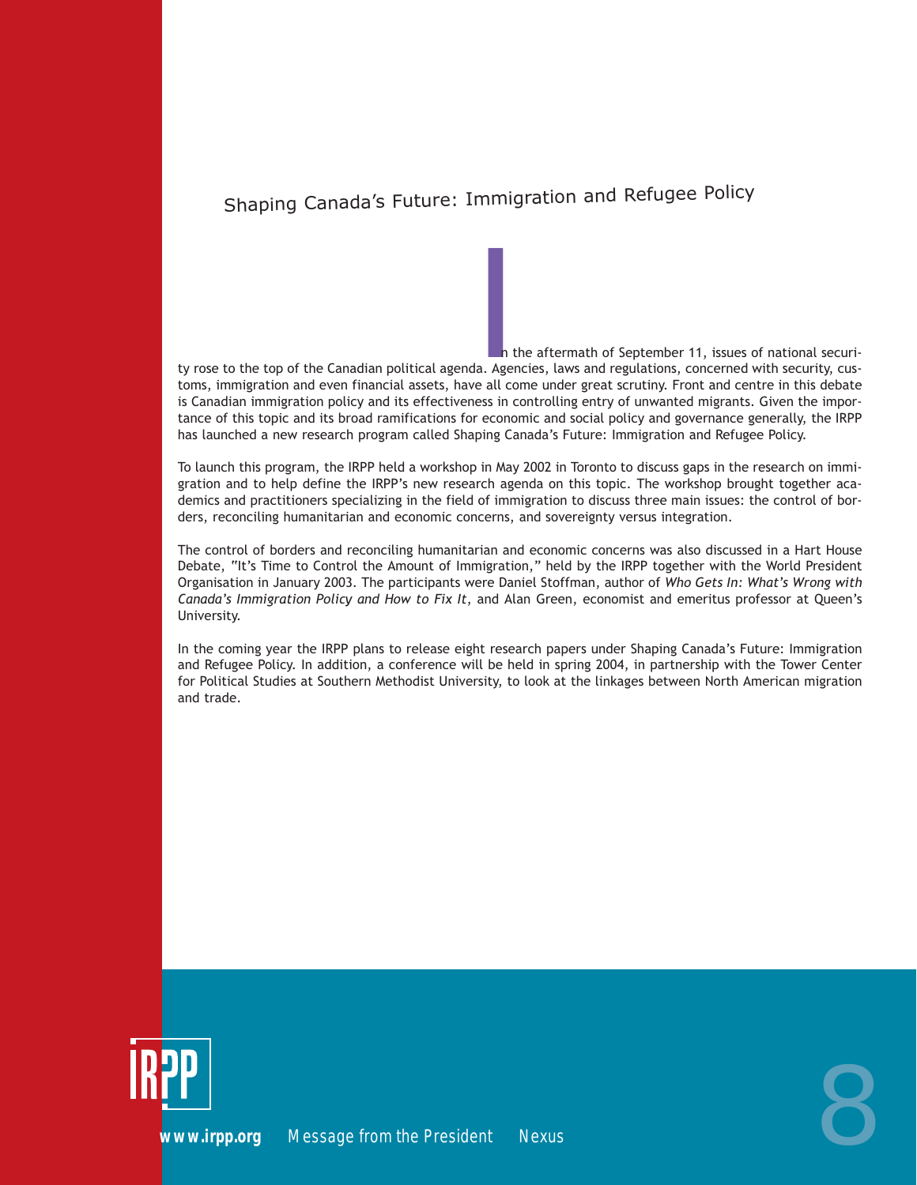## Shaping Canada's Future: Immigration and Refugee Policy

In the aftermath of September 11, issues of national security rose to the top of the Canadian political agenda. Agencies, laws and regulations, concerned with security, customs, immigration and even financial assets, have all come under great scrutiny. Front and centre in this debate is Canadian immigration policy and its effectiveness in controlling entry of unwanted migrants. Given the importance of this topic and its broad ramifications for economic and social policy and governance generally, the IRPP has launched a new research program called Shaping Canada's Future: Immigration and Refugee Policy.

To launch this program, the IRPP held a workshop in May 2002 in Toronto to discuss gaps in the research on immigration and to help define the IRPP's new research agenda on this topic. The workshop brought together academics and practitioners specializing in the field of immigration to discuss three main issues: the control of borders, reconciling humanitarian and economic concerns, and sovereignty versus integration.

The control of borders and reconciling humanitarian and economic concerns was also discussed in a Hart House Debate, "It's Time to Control the Amount of Immigration," held by the IRPP together with the World President Organisation in January 2003. The participants were Daniel Stoffman, author of *Who Gets In: What's Wrong with Canada's Immigration Policy and How to Fix It*, and Alan Green, economist and emeritus professor at Queen's University.

In the coming year the IRPP plans to release eight research papers under Shaping Canada's Future: Immigration and Refugee Policy. In addition, a conference will be held in spring 2004, in partnership with the Tower Center for Political Studies at Southern Methodist University, to look at the linkages between North American migration and trade.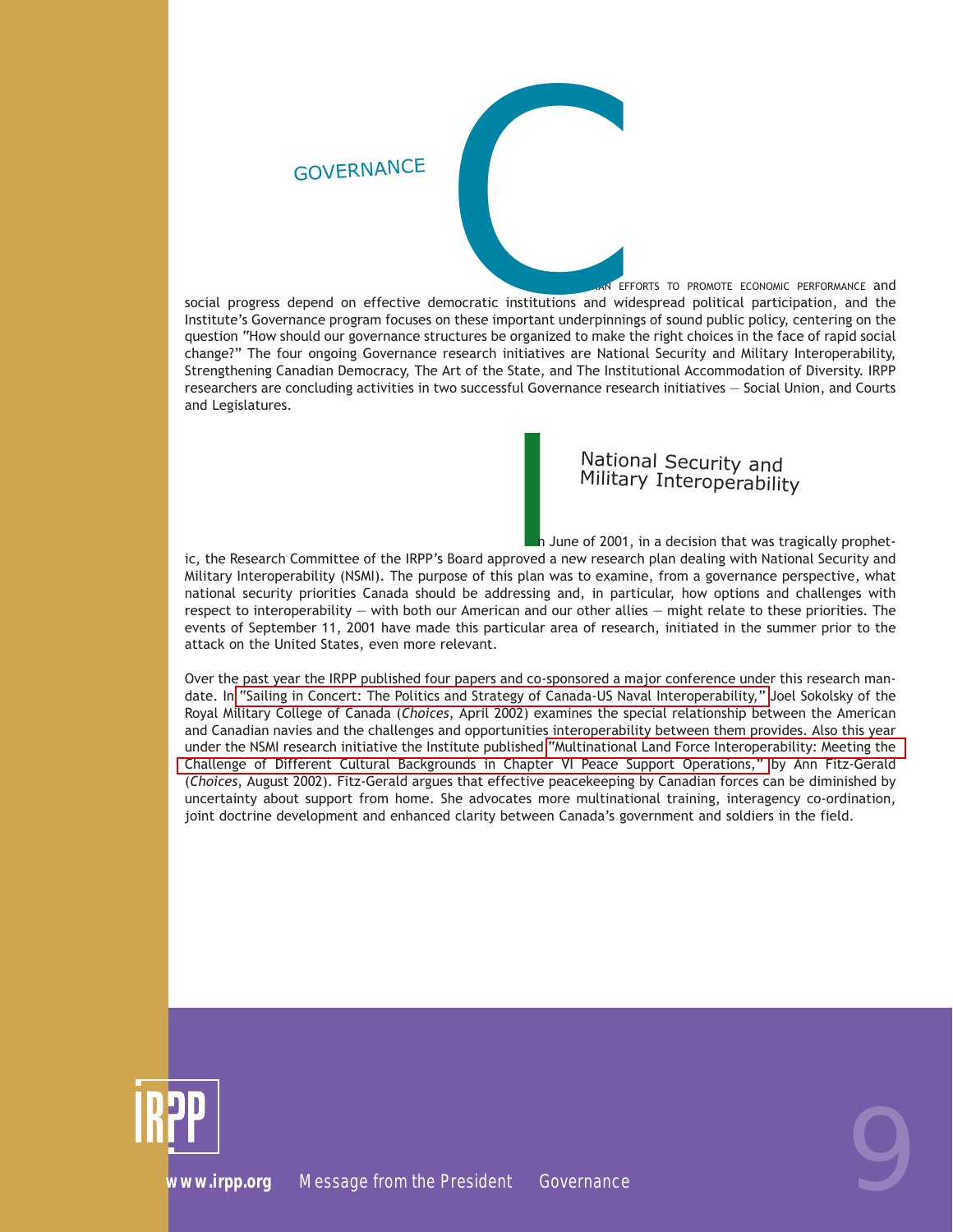# GOVERNANCE

CANADIAN EFFORTS TO PROMOTE ECONOMIC PERFORMANCE and social progress depend on effective democratic institutions and widespread political participation, and the Institute's Governance program focuses on these important underpinnings of sound public policy, centering on the question "How should our governance structures be organized to make the right choices in the face of rapid social change?" The four ongoing Governance research initiatives are National Security and Military Interoperability, Strengthening Canadian Democracy, The Art of the State, and The Institutional Accommodation of Diversity. IRPP researchers are concluding activities in two successful Governance research initiatives — Social Union, and Courts and Legislatures.

## National Security and Military Interoperability

In June of 2001, in a decision that was tragically prophetic, the Research Committee of the IRPP's Board approved a new research plan dealing with National Security and Military Interoperability (NSMI). The purpose of this plan was to examine, from a governance perspective, what national security priorities Canada should be addressing and, in particular, how options and challenges with respect to interoperability — with both our American and our other allies — might relate to these priorities. The events of September 11, 2001 have made this particular area of research, initiated in the summer prior to the attack on the United States, even more relevant.

Over the past year the IRPP published four papers and co-sponsored a major conference under this research mandate. In "Sailing in Concert: The Politics and Strategy of Canada-US Naval Interoperability," Joel Sokolsky of the Royal Military College of Canada (*Choices*, April 2002) examines the special relationship between the American and Canadian navies and the challenges and opportunities interoperability between them provides. Also this year under the NSMI research initiative the Institute published "Multinational Land Force Interoperability: Meeting the Challenge of Different Cultural Backgrounds in Chapter VI Peace Support Operations," by Ann Fitz-Gerald (*Choices*, August 2002). Fitz-Gerald argues that effective peacekeeping by Canadian forces can be diminished by uncertainty about support from home. She advocates more multinational training, interagency co-ordination, joint doctrine development and enhanced clarity between Canada's government and soldiers in the field.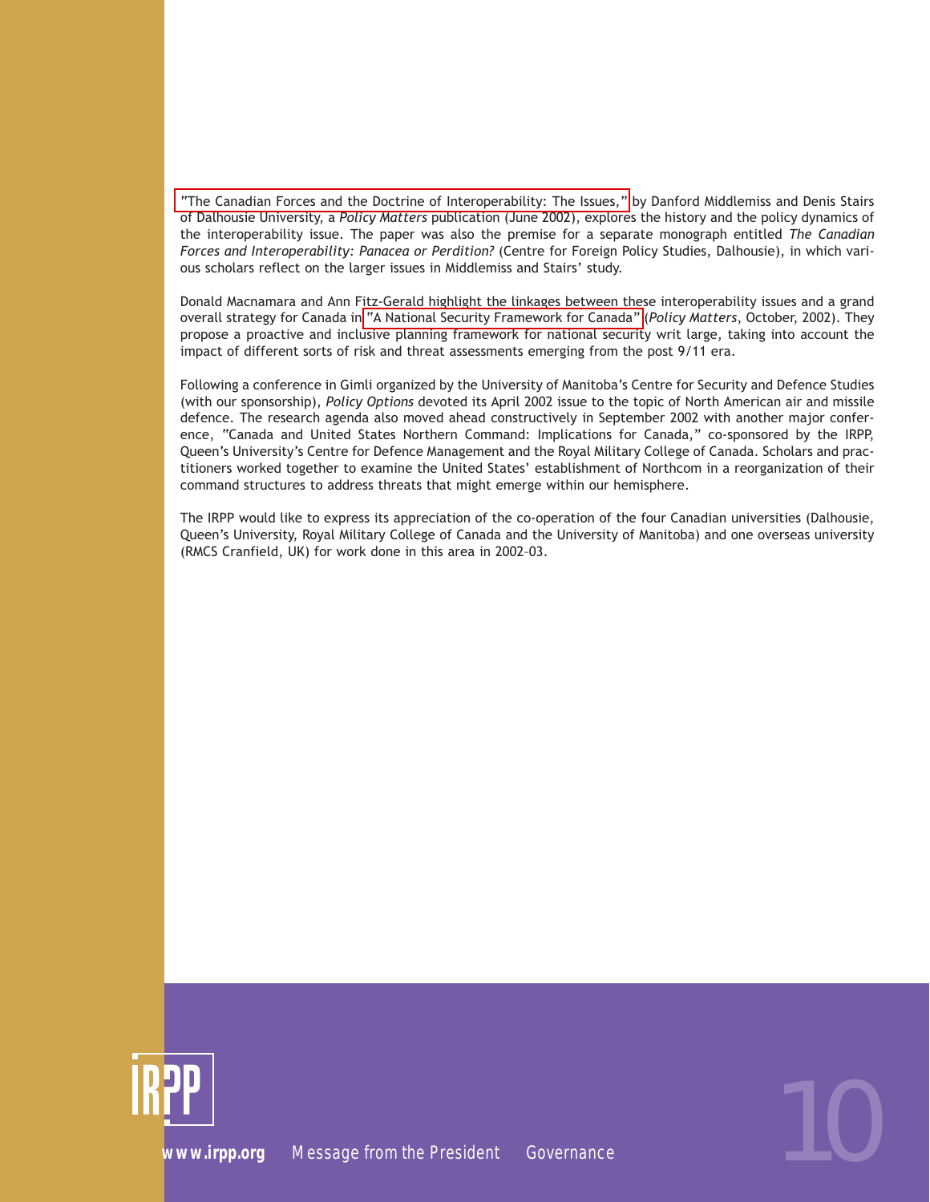"The Canadian Forces and the Doctrine of Interoperability: The Issues," by Danford Middlemiss and Denis Stairs of Dalhousie University, a *Policy Matters* publication (June 2002), explores the history and the policy dynamics of the interoperability issue. The paper was also the premise for a separate monograph entitled *The Canadian Forces and Interoperability: Panacea or Perdition?* (Centre for Foreign Policy Studies, Dalhousie), in which various scholars reflect on the larger issues in Middlemiss and Stairs' study.

Donald Macnamara and Ann Fitz-Gerald highlight the linkages between these interoperability issues and a grand overall strategy for Canada in "A National Security Framework for Canada" (*Policy Matters*, October, 2002). They propose a proactive and inclusive planning framework for national security writ large, taking into account the impact of different sorts of risk and threat assessments emerging from the post 9/11 era.

Following a conference in Gimli organized by the University of Manitoba's Centre for Security and Defence Studies (with our sponsorship), *Policy Options* devoted its April 2002 issue to the topic of North American air and missile defence. The research agenda also moved ahead constructively in September 2002 with another major conference, "Canada and United States Northern Command: Implications for Canada," co-sponsored by the IRPP, Queen's University's Centre for Defence Management and the Royal Military College of Canada. Scholars and practitioners worked together to examine the United States' establishment of Northcom in a reorganization of their command structures to address threats that might emerge within our hemisphere.

The IRPP would like to express its appreciation of the co-operation of the four Canadian universities (Dalhousie, Queen's University, Royal Military College of Canada and the University of Manitoba) and one overseas university (RMCS Cranfield, UK) for work done in this area in 2002–03.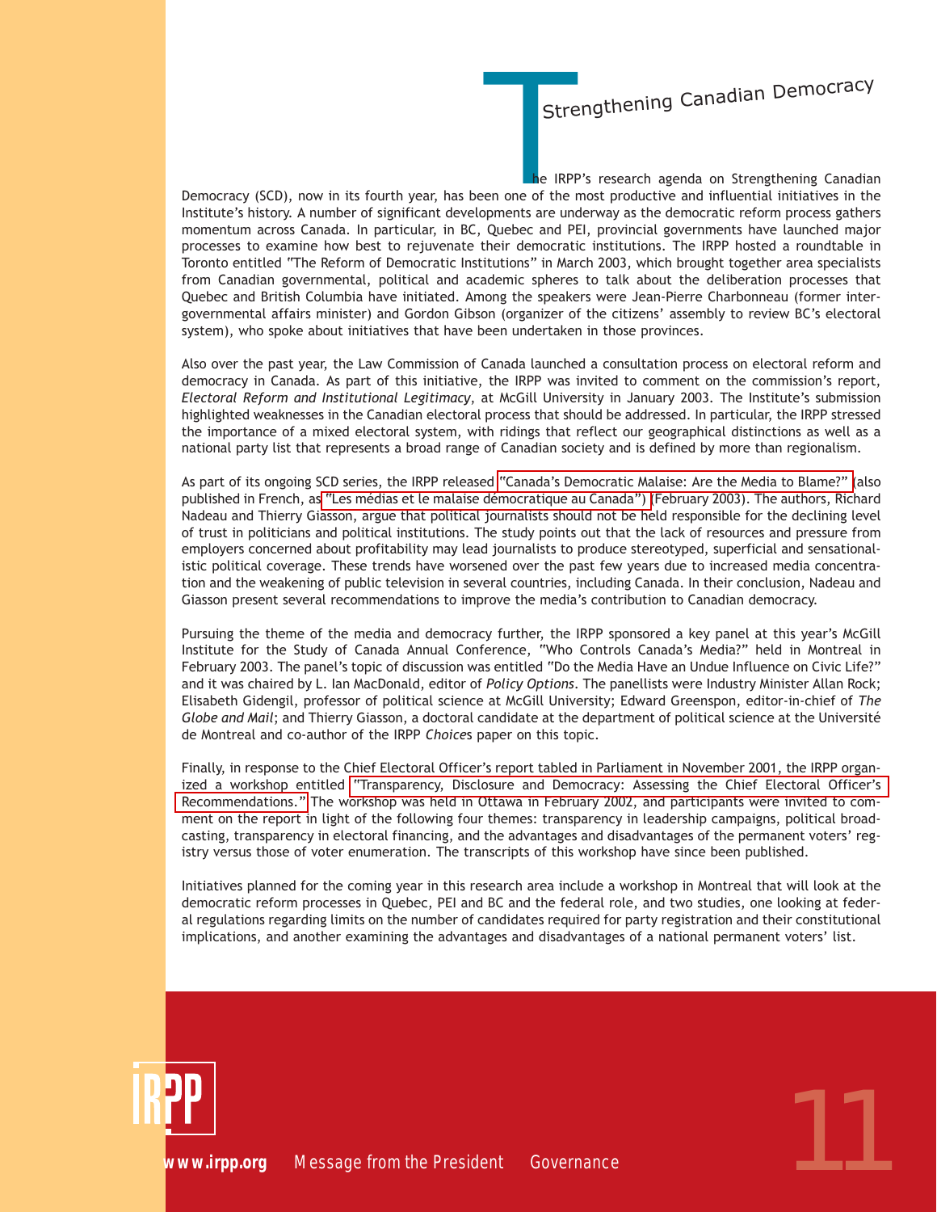# Strengthening Canadian Democracy

The IRPP's research agenda on Strengthening Canadian Democracy (SCD), now in its fourth year, has been one of the most productive and influential initiatives in the Institute's history. A number of significant developments are underway as the democratic reform process gathers momentum across Canada. In particular, in BC, Quebec and PEI, provincial governments have launched major processes to examine how best to rejuvenate their democratic institutions. The IRPP hosted a roundtable in Toronto entitled "The Reform of Democratic Institutions" in March 2003, which brought together area specialists from Canadian governmental, political and academic spheres to talk about the deliberation processes that Quebec and British Columbia have initiated. Among the speakers were Jean-Pierre Charbonneau (former intergovernmental affairs minister) and Gordon Gibson (organizer of the citizens' assembly to review BC's electoral system), who spoke about initiatives that have been undertaken in those provinces.

Also over the past year, the Law Commission of Canada launched a consultation process on electoral reform and democracy in Canada. As part of this initiative, the IRPP was invited to comment on the commission's report, *Electoral Reform and Institutional Legitimacy*, at McGill University in January 2003. The Institute's submission highlighted weaknesses in the Canadian electoral process that should be addressed. In particular, the IRPP stressed the importance of a mixed electoral system, with ridings that reflect our geographical distinctions as well as a national party list that represents a broad range of Canadian society and is defined by more than regionalism.

As part of its ongoing SCD series, the IRPP released "Canada's Democratic Malaise: Are the Media to Blame?" (also published in French, as "Les médias et le malaise démocratique au Canada") (February 2003). The authors, Richard Nadeau and Thierry Giasson, argue that political journalists should not be held responsible for the declining level of trust in politicians and political institutions. The study points out that the lack of resources and pressure from employers concerned about profitability may lead journalists to produce stereotyped, superficial and sensationalistic political coverage. These trends have worsened over the past few years due to increased media concentration and the weakening of public television in several countries, including Canada. In their conclusion, Nadeau and Giasson present several recommendations to improve the media's contribution to Canadian democracy.

Pursuing the theme of the media and democracy further, the IRPP sponsored a key panel at this year's McGill Institute for the Study of Canada Annual Conference, "Who Controls Canada's Media?" held in Montreal in February 2003. The panel's topic of discussion was entitled "Do the Media Have an Undue Influence on Civic Life?" and it was chaired by L. Ian MacDonald, editor of *Policy Options*. The panellists were Industry Minister Allan Rock; Elisabeth Gidengil, professor of political science at McGill University; Edward Greenspon, editor-in-chief of *The Globe and Mail*; and Thierry Giasson, a doctoral candidate at the department of political science at the Université de Montreal and co-author of the IRPP *Choice*s paper on this topic.

Finally, in response to the Chief Electoral Officer's report tabled in Parliament in November 2001, the IRPP organized a workshop entitled "Transparency, Disclosure and Democracy: Assessing the Chief Electoral Officer's Recommendations." The workshop was held in Ottawa in February 2002, and participants were invited to comment on the report in light of the following four themes: transparency in leadership campaigns, political broadcasting, transparency in electoral financing, and the advantages and disadvantages of the permanent voters' registry versus those of voter enumeration. The transcripts of this workshop have since been published.

Initiatives planned for the coming year in this research area include a workshop in Montreal that will look at the democratic reform processes in Quebec, PEI and BC and the federal role, and two studies, one looking at federal regulations regarding limits on the number of candidates required for party registration and their constitutional implications, and another examining the advantages and disadvantages of a national permanent voters' list.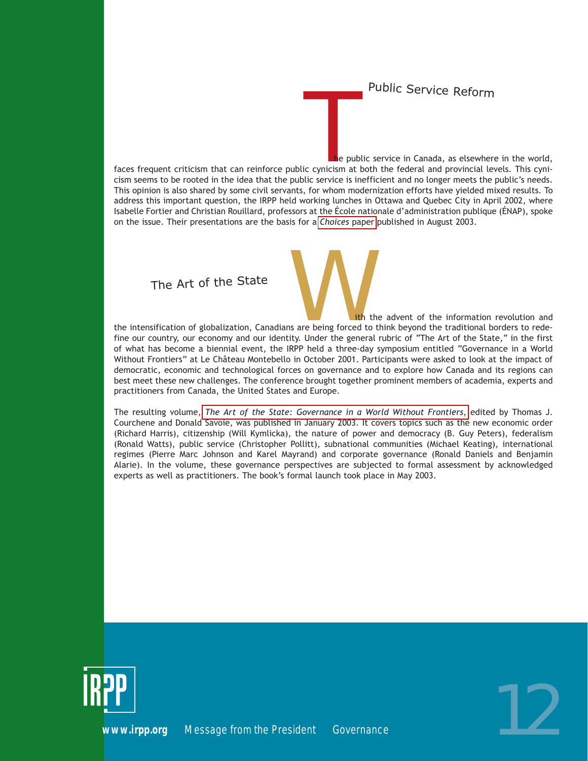## Public Service Reform

The public service in Canada, as elsewhere in the world, faces frequent criticism that can reinforce public cynicism at both the federal and provincial levels. This cynicism seems to be rooted in the idea that the public service is inefficient and no longer meets the public's needs. This opinion is also shared by some civil servants, for whom modernization efforts have yielded mixed results. To address this important question, the IRPP held working lunches in Ottawa and Quebec City in April 2002, where Isabelle Fortier and Christian Rouillard, professors at the École nationale d'administration publique (ÉNAP), spoke on the issue. Their presentations are the basis for a *Choices* paper published in August 2003.

## The Art of the State

With the advent of the information revolution and the intensification of globalization, Canadians are being forced to think beyond the traditional borders to redefine our country, our economy and our identity. Under the general rubric of "The Art of the State," in the first of what has become a biennial event, the IRPP held a three-day symposium entitled "Governance in a World Without Frontiers" at Le Château Montebello in October 2001. Participants were asked to look at the impact of democratic, economic and technological forces on governance and to explore how Canada and its regions can best meet these new challenges. The conference brought together prominent members of academia, experts and practitioners from Canada, the United States and Europe.

The resulting volume, *The Art of the State: Governance in a World Without Frontiers*, edited by Thomas J. Courchene and Donald Savoie, was published in January 2003. It covers topics such as the new economic order (Richard Harris), citizenship (Will Kymlicka), the nature of power and democracy (B. Guy Peters), federalism (Ronald Watts), public service (Christopher Pollitt), subnational communities (Michael Keating), international regimes (Pierre Marc Johnson and Karel Mayrand) and corporate governance (Ronald Daniels and Benjamin Alarie). In the volume, these governance perspectives are subjected to formal assessment by acknowledged experts as well as practitioners. The book's formal launch took place in May 2003.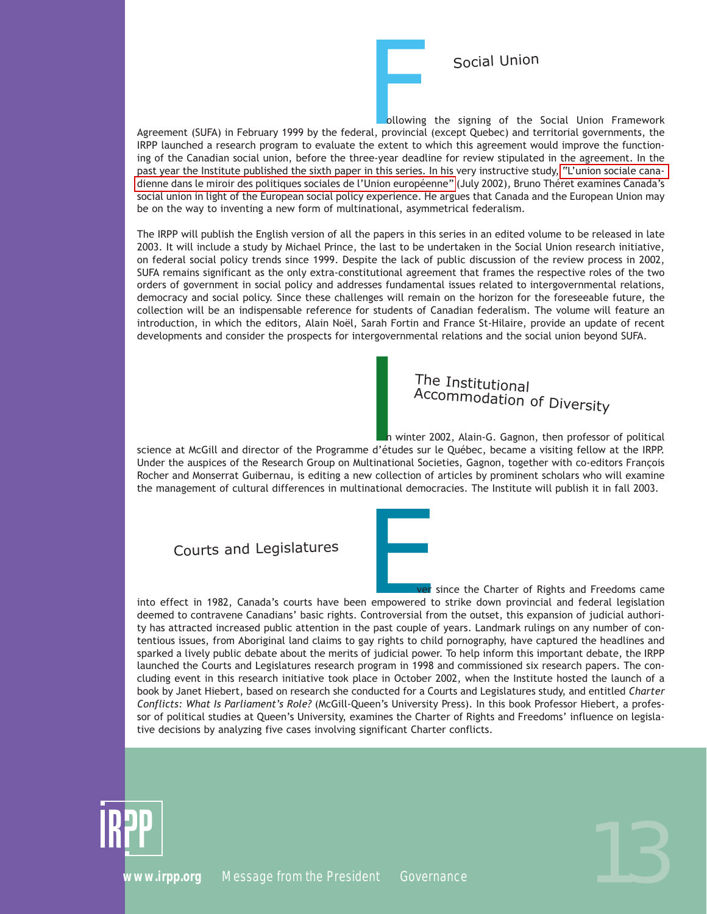## Social Union

Following the signing of the Social Union Framework Agreement (SUFA) in February 1999 by the federal, provincial (except Quebec) and territorial governments, the IRPP launched a research program to evaluate the extent to which this agreement would improve the functioning of the Canadian social union, before the three-year deadline for review stipulated in the agreement. In the past year the Institute published the sixth paper in this series. In his very instructive study, "L'union sociale canadienne dans le miroir des politiques sociales de l'Union européenne" (July 2002), Bruno Théret examines Canada's social union in light of the European social policy experience. He argues that Canada and the European Union may be on the way to inventing a new form of multinational, asymmetrical federalism.

The IRPP will publish the English version of all the papers in this series in an edited volume to be released in late 2003. It will include a study by Michael Prince, the last to be undertaken in the Social Union research initiative, on federal social policy trends since 1999. Despite the lack of public discussion of the review process in 2002, SUFA remains significant as the only extra-constitutional agreement that frames the respective roles of the two orders of government in social policy and addresses fundamental issues related to intergovernmental relations, democracy and social policy. Since these challenges will remain on the horizon for the foreseeable future, the collection will be an indispensable reference for students of Canadian federalism. The volume will feature an introduction, in which the editors, Alain Noël, Sarah Fortin and France St-Hilaire, provide an update of recent developments and consider the prospects for intergovernmental relations and the social union beyond SUFA.

## The Institutional Accommodation of Diversity

In winter 2002, Alain-G. Gagnon, then professor of political science at McGill and director of the Programme d'études sur le Québec, became a visiting fellow at the IRPP. Under the auspices of the Research Group on Multinational Societies, Gagnon, together with co-editors François Rocher and Monserrat Guibernau, is editing a new collection of articles by prominent scholars who will examine the management of cultural differences in multinational democracies. The Institute will publish it in fall 2003.

## Courts and Legislatures

Ever since the Charter of Rights and Freedoms came into effect in 1982, Canada's courts have been empowered to strike down provincial and federal legislation deemed to contravene Canadians' basic rights. Controversial from the outset, this expansion of judicial authority has attracted increased public attention in the past couple of years. Landmark rulings on any number of contentious issues, from Aboriginal land claims to gay rights to child pornography, have captured the headlines and sparked a lively public debate about the merits of judicial power. To help inform this important debate, the IRPP launched the Courts and Legislatures research program in 1998 and commissioned six research papers. The concluding event in this research initiative took place in October 2002, when the Institute hosted the launch of a book by Janet Hiebert, based on research she conducted for a Courts and Legislatures study, and entitled *Charter Conflicts: What Is Parliament's Role?* (McGill-Queen's University Press). In this book Professor Hiebert, a professor of political studies at Queen's University, examines the Charter of Rights and Freedoms' influence on legislative decisions by analyzing five cases involving significant Charter conflicts.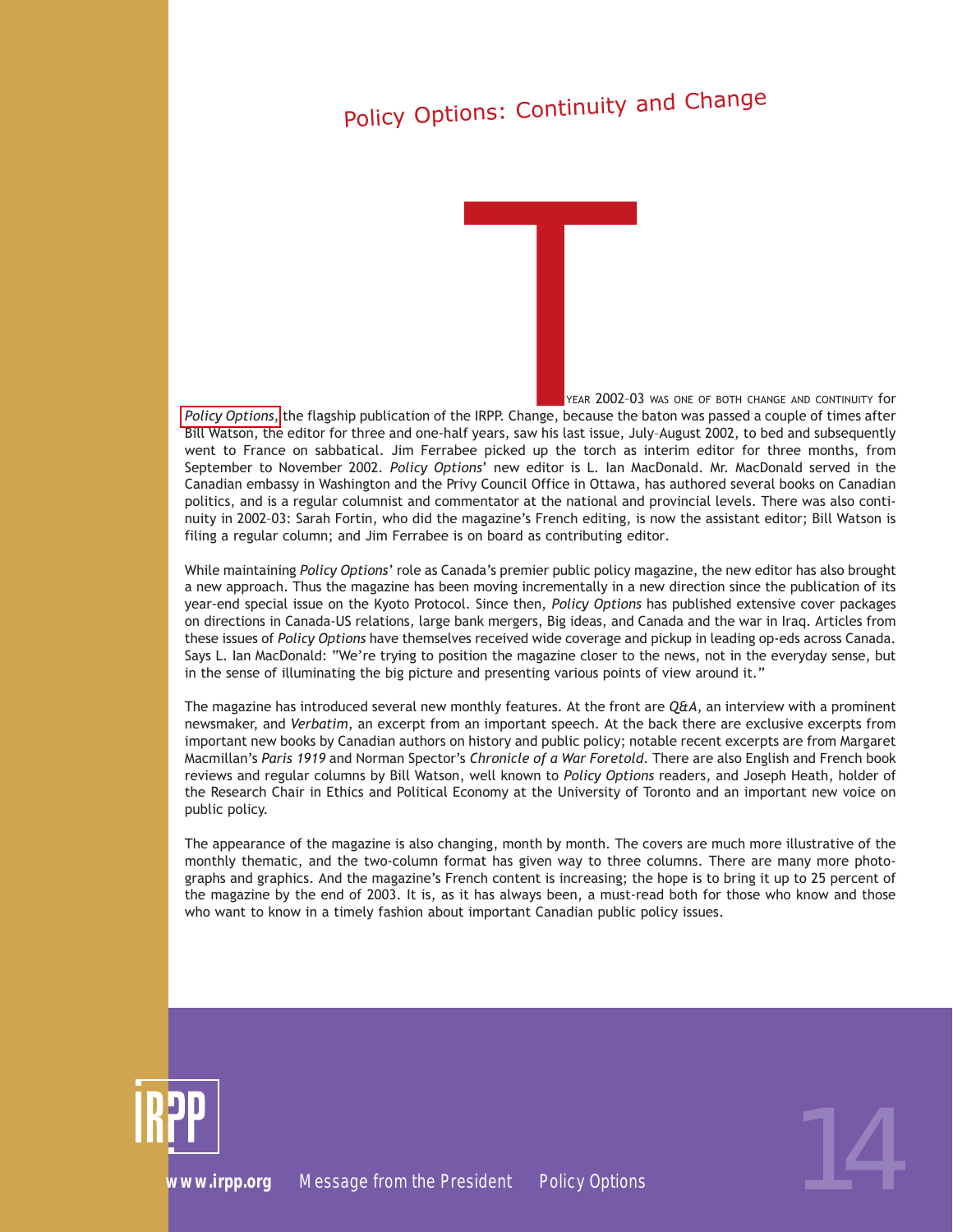# Policy Options: Continuity and Change

The year 2002–03 was one of both change and continuity for *Policy Options*, the flagship publication of the IRPP. Change, because the baton was passed a couple of times after Bill Watson, the editor for three and one-half years, saw his last issue, July–August 2002, to bed and subsequently went to France on sabbatical. Jim Ferrabee picked up the torch as interim editor for three months, from September to November 2002. *Policy Options*' new editor is L. Ian MacDonald. Mr. MacDonald served in the Canadian embassy in Washington and the Privy Council Office in Ottawa, has authored several books on Canadian politics, and is a regular columnist and commentator at the national and provincial levels. There was also continuity in 2002–03: Sarah Fortin, who did the magazine's French editing, is now the assistant editor; Bill Watson is filing a regular column; and Jim Ferrabee is on board as contributing editor.

While maintaining *Policy Options*' role as Canada's premier public policy magazine, the new editor has also brought a new approach. Thus the magazine has been moving incrementally in a new direction since the publication of its year-end special issue on the Kyoto Protocol. Since then, *Policy Options* has published extensive cover packages on directions in Canada-US relations, large bank mergers, Big ideas, and Canada and the war in Iraq. Articles from these issues of *Policy Options* have themselves received wide coverage and pickup in leading op-eds across Canada. Says L. Ian MacDonald: "We're trying to position the magazine closer to the news, not in the everyday sense, but in the sense of illuminating the big picture and presenting various points of view around it."

The magazine has introduced several new monthly features. At the front are *Q&A*, an interview with a prominent newsmaker, and *Verbatim*, an excerpt from an important speech. At the back there are exclusive excerpts from important new books by Canadian authors on history and public policy; notable recent excerpts are from Margaret Macmillan's *Paris 1919* and Norman Spector's *Chronicle of a War Foretold*. There are also English and French book reviews and regular columns by Bill Watson, well known to *Policy Options* readers, and Joseph Heath, holder of the Research Chair in Ethics and Political Economy at the University of Toronto and an important new voice on public policy.

The appearance of the magazine is also changing, month by month. The covers are much more illustrative of the monthly thematic, and the two-column format has given way to three columns. There are many more photographs and graphics. And the magazine's French content is increasing; the hope is to bring it up to 25 percent of the magazine by the end of 2003. It is, as it has always been, a must-read both for those who know and those who want to know in a timely fashion about important Canadian public policy issues.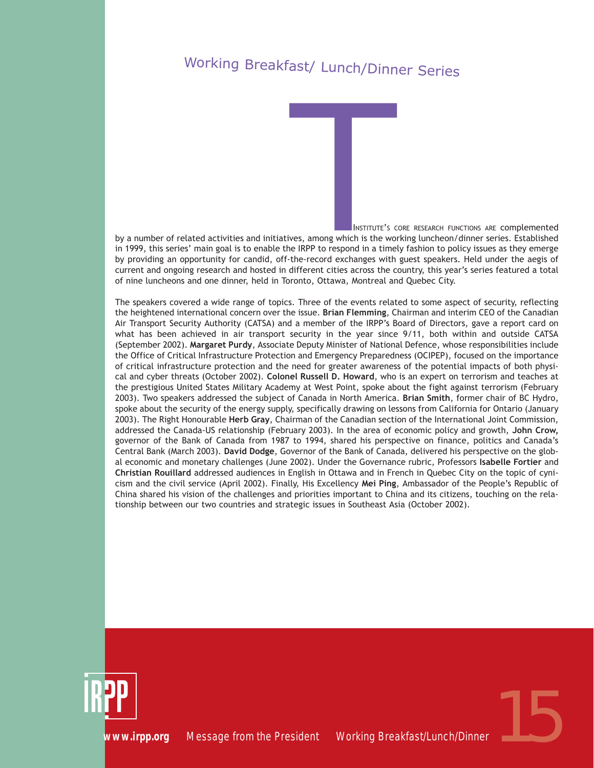# Working Breakfast/ Lunch/Dinner Series

The Institute's core research functions are complemented by a number of related activities and initiatives, among which is the working luncheon/dinner series. Established in 1999, this series' main goal is to enable the IRPP to respond in a timely fashion to policy issues as they emerge by providing an opportunity for candid, off-the-record exchanges with guest speakers. Held under the aegis of current and ongoing research and hosted in different cities across the country, this year's series featured a total of nine luncheons and one dinner, held in Toronto, Ottawa, Montreal and Quebec City.

The speakers covered a wide range of topics. Three of the events related to some aspect of security, reflecting the heightened international concern over the issue. **Brian Flemming**, Chairman and interim CEO of the Canadian Air Transport Security Authority (CATSA) and a member of the IRPP's Board of Directors, gave a report card on what has been achieved in air transport security in the year since 9/11, both within and outside CATSA (September 2002). **Margaret Purdy**, Associate Deputy Minister of National Defence, whose responsibilities include the Office of Critical Infrastructure Protection and Emergency Preparedness (OCIPEP), focused on the importance of critical infrastructure protection and the need for greater awareness of the potential impacts of both physical and cyber threats (October 2002). **Colonel Russell D. Howard**, who is an expert on terrorism and teaches at the prestigious United States Military Academy at West Point, spoke about the fight against terrorism (February 2003). Two speakers addressed the subject of Canada in North America. **Brian Smith**, former chair of BC Hydro, spoke about the security of the energy supply, specifically drawing on lessons from California for Ontario (January 2003). The Right Honourable **Herb Gray**, Chairman of the Canadian section of the International Joint Commission, addressed the Canada-US relationship (February 2003). In the area of economic policy and growth, **John Crow,** governor of the Bank of Canada from 1987 to 1994, shared his perspective on finance, politics and Canada's Central Bank (March 2003). **David Dodge**, Governor of the Bank of Canada, delivered his perspective on the global economic and monetary challenges (June 2002). Under the Governance rubric, Professors **Isabelle Fortier** and **Christian Rouillard** addressed audiences in English in Ottawa and in French in Quebec City on the topic of cynicism and the civil service (April 2002). Finally, His Excellency **Mei Ping**, Ambassador of the People's Republic of China shared his vision of the challenges and priorities important to China and its citizens, touching on the relationship between our two countries and strategic issues in Southeast Asia (October 2002).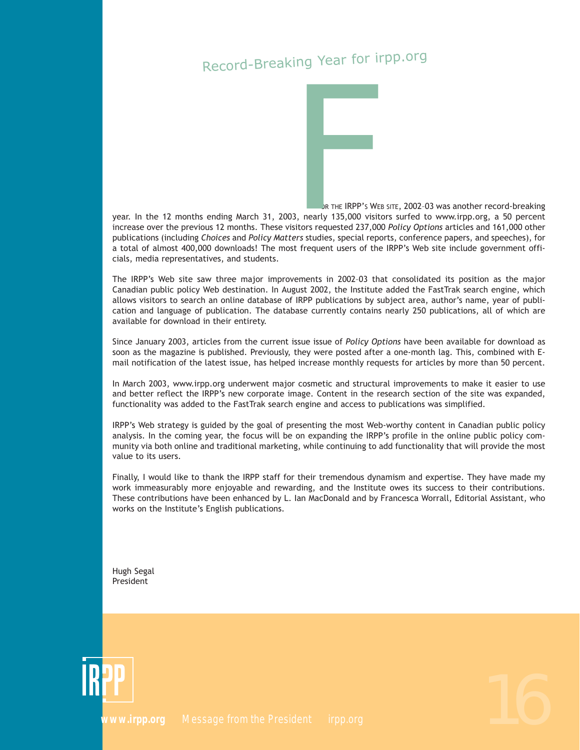# Record-Breaking Year for irpp.org

For the IRPP's Web site, 2002–03 was another record-breaking year. In the 12 months ending March 31, 2003, nearly 135,000 visitors surfed to www.irpp.org, a 50 percent increase over the previous 12 months. These visitors requested 237,000 *Policy Options* articles and 161,000 other publications (including *Choices* and *Policy Matters* studies, special reports, conference papers, and speeches), for a total of almost 400,000 downloads! The most frequent users of the IRPP's Web site include government officials, media representatives, and students.

The IRPP's Web site saw three major improvements in 2002–03 that consolidated its position as the major Canadian public policy Web destination. In August 2002, the Institute added the FastTrak search engine, which allows visitors to search an online database of IRPP publications by subject area, author's name, year of publication and language of publication. The database currently contains nearly 250 publications, all of which are available for download in their entirety.

Since January 2003, articles from the current issue issue of *Policy Options* have been available for download as soon as the magazine is published. Previously, they were posted after a one-month lag. This, combined with E-mail notification of the latest issue, has helped increase monthly requests for articles by more than 50 percent.

In March 2003, www.irpp.org underwent major cosmetic and structural improvements to make it easier to use and better reflect the IRPP's new corporate image. Content in the research section of the site was expanded, functionality was added to the FastTrak search engine and access to publications was simplified.

IRPP's Web strategy is guided by the goal of presenting the most Web-worthy content in Canadian public policy analysis. In the coming year, the focus will be on expanding the IRPP's profile in the online public policy community via both online and traditional marketing, while continuing to add functionality that will provide the most value to its users.

Finally, I would like to thank the IRPP staff for their tremendous dynamism and expertise. They have made my work immeasurably more enjoyable and rewarding, and the Institute owes its success to their contributions. These contributions have been enhanced by L. Ian MacDonald and by Francesca Worrall, Editorial Assistant, who works on the Institute's English publications.

Hugh Segal
President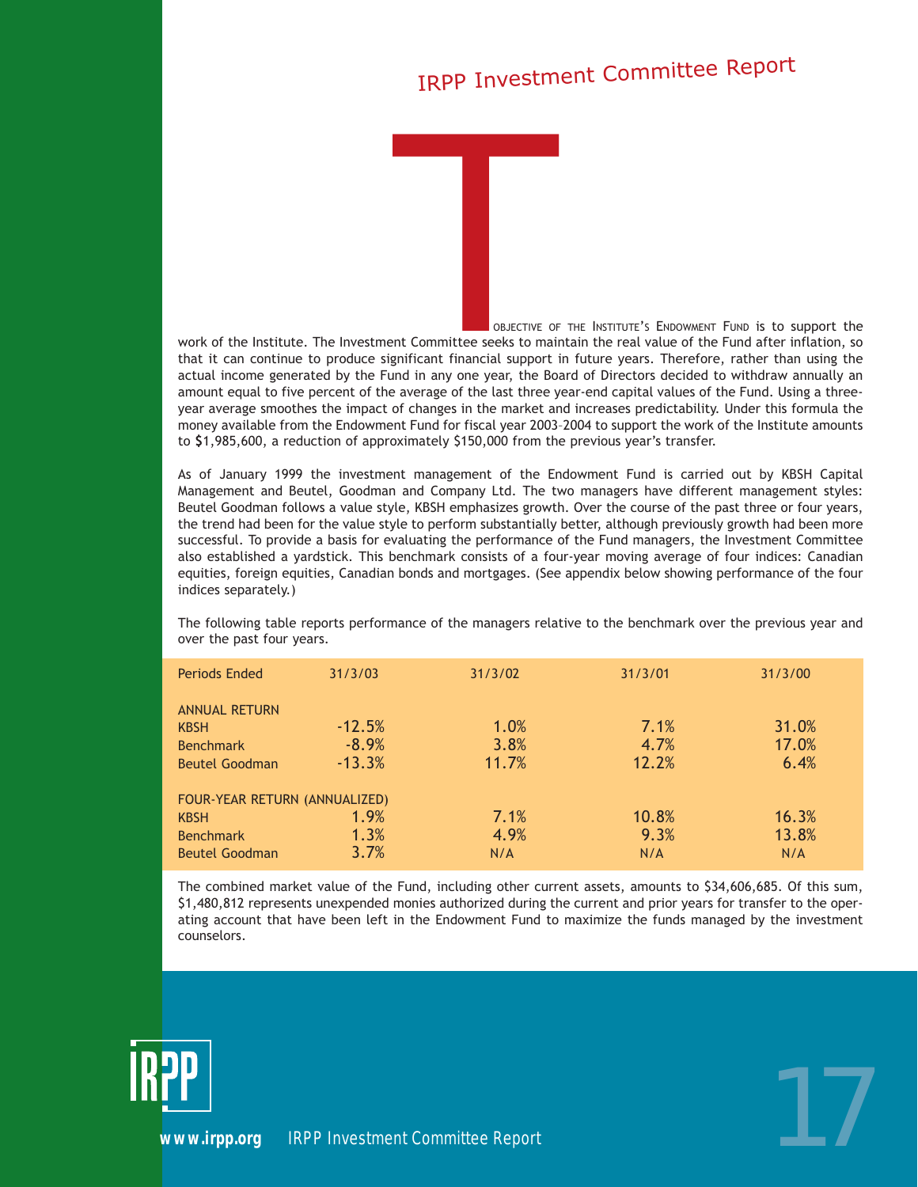# IRPP Investment Committee Report

The objective of the Institute's Endowment Fund is to support the work of the Institute. The Investment Committee seeks to maintain the real value of the Fund after inflation, so that it can continue to produce significant financial support in future years. Therefore, rather than using the actual income generated by the Fund in any one year, the Board of Directors decided to withdraw annually an amount equal to five percent of the average of the last three year-end capital values of the Fund. Using a three-year average smoothes the impact of changes in the market and increases predictability. Under this formula the money available from the Endowment Fund for fiscal year 2003–2004 to support the work of the Institute amounts to $1,985,600, a reduction of approximately $150,000 from the previous year's transfer.

As of January 1999 the investment management of the Endowment Fund is carried out by KBSH Capital Management and Beutel, Goodman and Company Ltd. The two managers have different management styles: Beutel Goodman follows a value style, KBSH emphasizes growth. Over the course of the past three or four years, the trend had been for the value style to perform substantially better, although previously growth had been more successful. To provide a basis for evaluating the performance of the Fund managers, the Investment Committee also established a yardstick. This benchmark consists of a four-year moving average of four indices: Canadian equities, foreign equities, Canadian bonds and mortgages. (See appendix below showing performance of the four indices separately.)

The following table reports performance of the managers relative to the benchmark over the previous year and over the past four years.

| Periods Ended | 31/3/03 | 31/3/02 | 31/3/01 | 31/3/00 |
|---|---|---|---|---|
| **ANNUAL RETURN** | | | | |
| KBSH | -12.5% | 1.0% | 7.1% | 31.0% |
| Benchmark | -8.9% | 3.8% | 4.7% | 17.0% |
| Beutel Goodman | -13.3% | 11.7% | 12.2% | 6.4% |
| **FOUR-YEAR RETURN (ANNUALIZED)** | | | | |
| KBSH | 1.9% | 7.1% | 10.8% | 16.3% |
| Benchmark | 1.3% | 4.9% | 9.3% | 13.8% |
| Beutel Goodman | 3.7% | N/A | N/A | N/A |

The combined market value of the Fund, including other current assets, amounts to $34,606,685. Of this sum, $1,480,812 represents unexpended monies authorized during the current and prior years for transfer to the operating account that have been left in the Endowment Fund to maximize the funds managed by the investment counselors.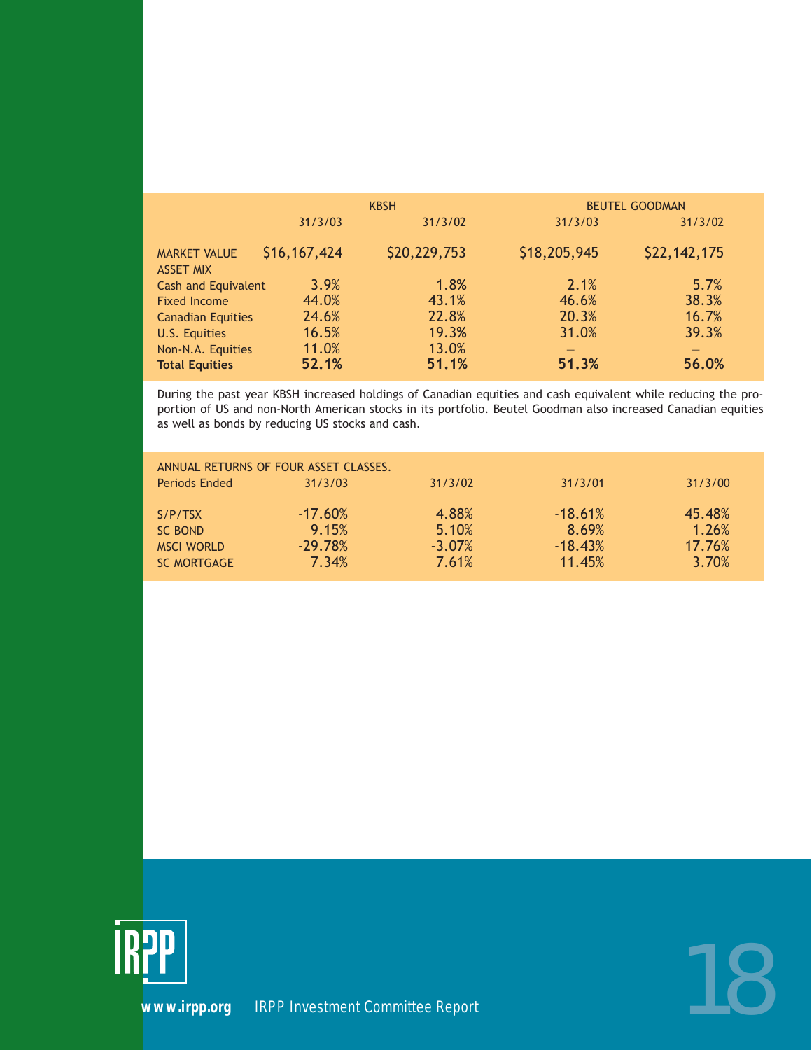| | KBSH | | BEUTEL GOODMAN | |
|---|---|---|---|---|
| | 31/3/03 | 31/3/02 | 31/3/03 | 31/3/02 |
| MARKET VALUE | $16,167,424 | $20,229,753 | $18,205,945 | $22,142,175 |
| ASSET MIX | | | | |
| Cash and Equivalent | 3.9% | 1.8% | 2.1% | 5.7% |
| Fixed Income | 44.0% | 43.1% | 46.6% | 38.3% |
| Canadian Equities | 24.6% | 22.8% | 20.3% | 16.7% |
| U.S. Equities | 16.5% | 19.3% | 31.0% | 39.3% |
| Non-N.A. Equities | 11.0% | 13.0% | – | – |
| **Total Equities** | **52.1%** | **51.1%** | **51.3%** | **56.0%** |

During the past year KBSH increased holdings of Canadian equities and cash equivalent while reducing the proportion of US and non-North American stocks in its portfolio. Beutel Goodman also increased Canadian equities as well as bonds by reducing US stocks and cash.

| ANNUAL RETURNS OF FOUR ASSET CLASSES. | | | | |
|---|---|---|---|---|
| Periods Ended | 31/3/03 | 31/3/02 | 31/3/01 | 31/3/00 |
| S/P/TSX | -17.60% | 4.88% | -18.61% | 45.48% |
| SC BOND | 9.15% | 5.10% | 8.69% | 1.26% |
| MSCI WORLD | -29.78% | -3.07% | -18.43% | 17.76% |
| SC MORTGAGE | 7.34% | 7.61% | 11.45% | 3.70% |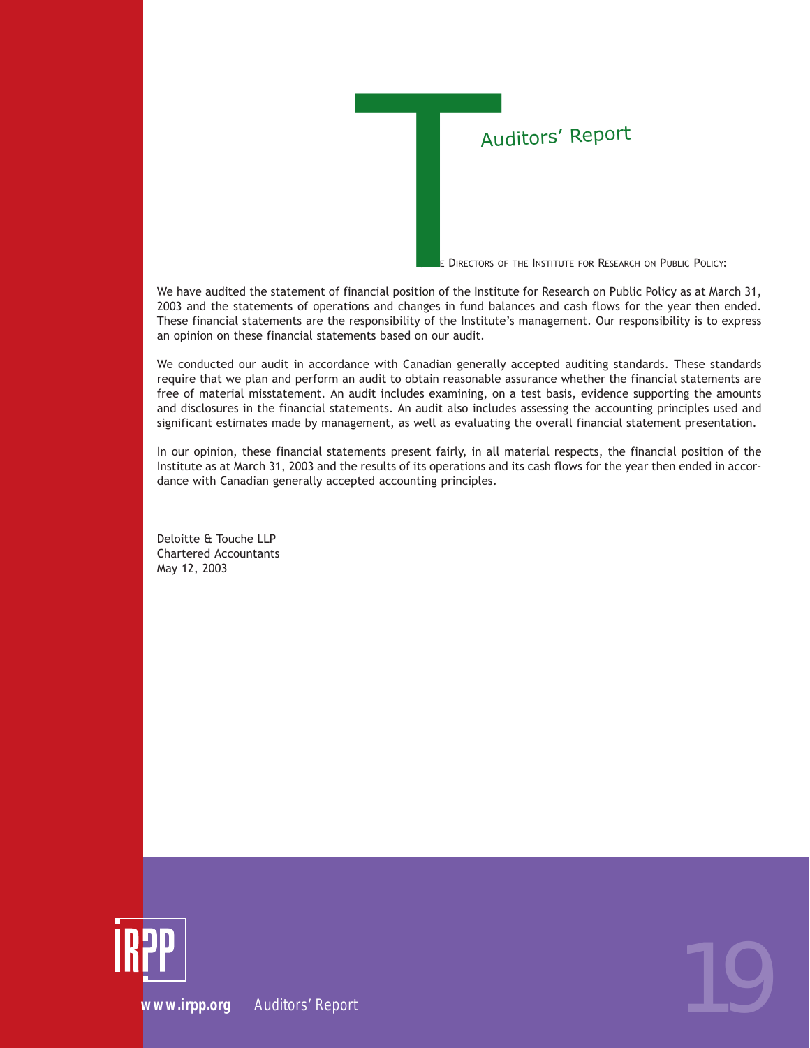# Auditors' Report

TO THE DIRECTORS OF THE INSTITUTE FOR RESEARCH ON PUBLIC POLICY:

We have audited the statement of financial position of the Institute for Research on Public Policy as at March 31, 2003 and the statements of operations and changes in fund balances and cash flows for the year then ended. These financial statements are the responsibility of the Institute's management. Our responsibility is to express an opinion on these financial statements based on our audit.

We conducted our audit in accordance with Canadian generally accepted auditing standards. These standards require that we plan and perform an audit to obtain reasonable assurance whether the financial statements are free of material misstatement. An audit includes examining, on a test basis, evidence supporting the amounts and disclosures in the financial statements. An audit also includes assessing the accounting principles used and significant estimates made by management, as well as evaluating the overall financial statement presentation.

In our opinion, these financial statements present fairly, in all material respects, the financial position of the Institute as at March 31, 2003 and the results of its operations and its cash flows for the year then ended in accordance with Canadian generally accepted accounting principles.

Deloitte & Touche LLP
Chartered Accountants
May 12, 2003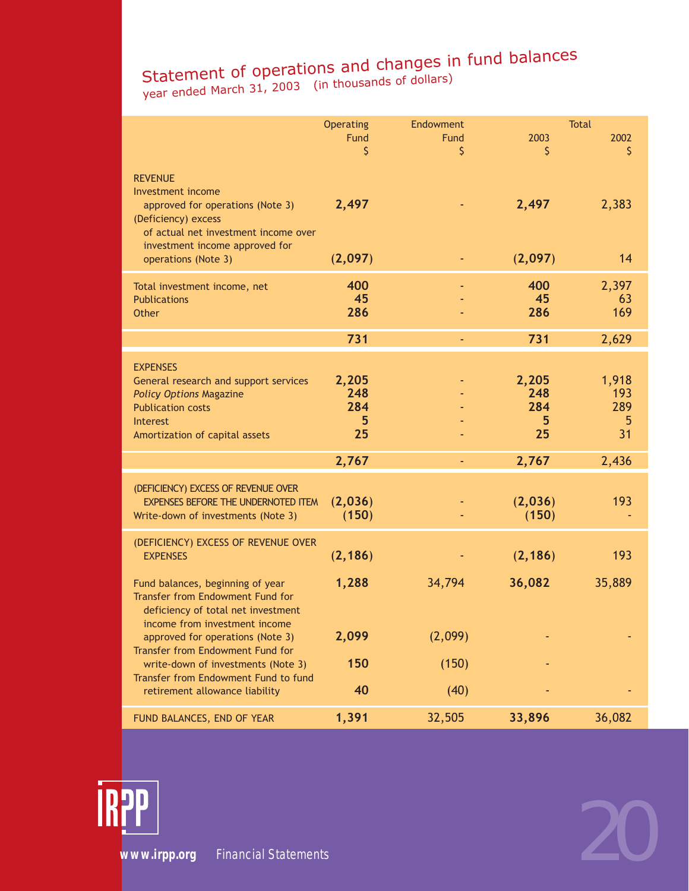# Statement of operations and changes in fund balances

year ended March 31, 2003 (in thousands of dollars)

| | Operating Fund $ | Endowment Fund $ | Total 2003 $ | Total 2002 $ |
|---|---|---|---|---|
| **REVENUE** | | | | |
| Investment income approved for operations (Note 3) | **2,497** | - | **2,497** | 2,383 |
| (Deficiency) excess of actual net investment income over investment income approved for operations (Note 3) | **(2,097)** | - | **(2,097)** | 14 |
| Total investment income, net | **400** | - | **400** | 2,397 |
| Publications | **45** | - | **45** | 63 |
| Other | **286** | - | **286** | 169 |
| | **731** | - | **731** | 2,629 |
| **EXPENSES** | | | | |
| General research and support services | **2,205** | - | **2,205** | 1,918 |
| *Policy Options* Magazine | **248** | - | **248** | 193 |
| Publication costs | **284** | - | **284** | 289 |
| Interest | **5** | - | **5** | 5 |
| Amortization of capital assets | **25** | - | **25** | 31 |
| | **2,767** | - | **2,767** | 2,436 |
| (DEFICIENCY) EXCESS OF REVENUE OVER EXPENSES BEFORE THE UNDERNOTED ITEM | **(2,036)** | - | **(2,036)** | 193 |
| Write-down of investments (Note 3) | **(150)** | - | **(150)** | - |
| (DEFICIENCY) EXCESS OF REVENUE OVER EXPENSES | **(2,186)** | - | **(2,186)** | 193 |
| Fund balances, beginning of year | **1,288** | 34,794 | **36,082** | 35,889 |
| Transfer from Endowment Fund for deficiency of total net investment income from investment income approved for operations (Note 3) | **2,099** | (2,099) | - | - |
| Transfer from Endowment Fund for write-down of investments (Note 3) | **150** | (150) | - | |
| Transfer from Endowment Fund to fund retirement allowance liability | **40** | (40) | - | - |
| FUND BALANCES, END OF YEAR | **1,391** | 32,505 | **33,896** | 36,082 |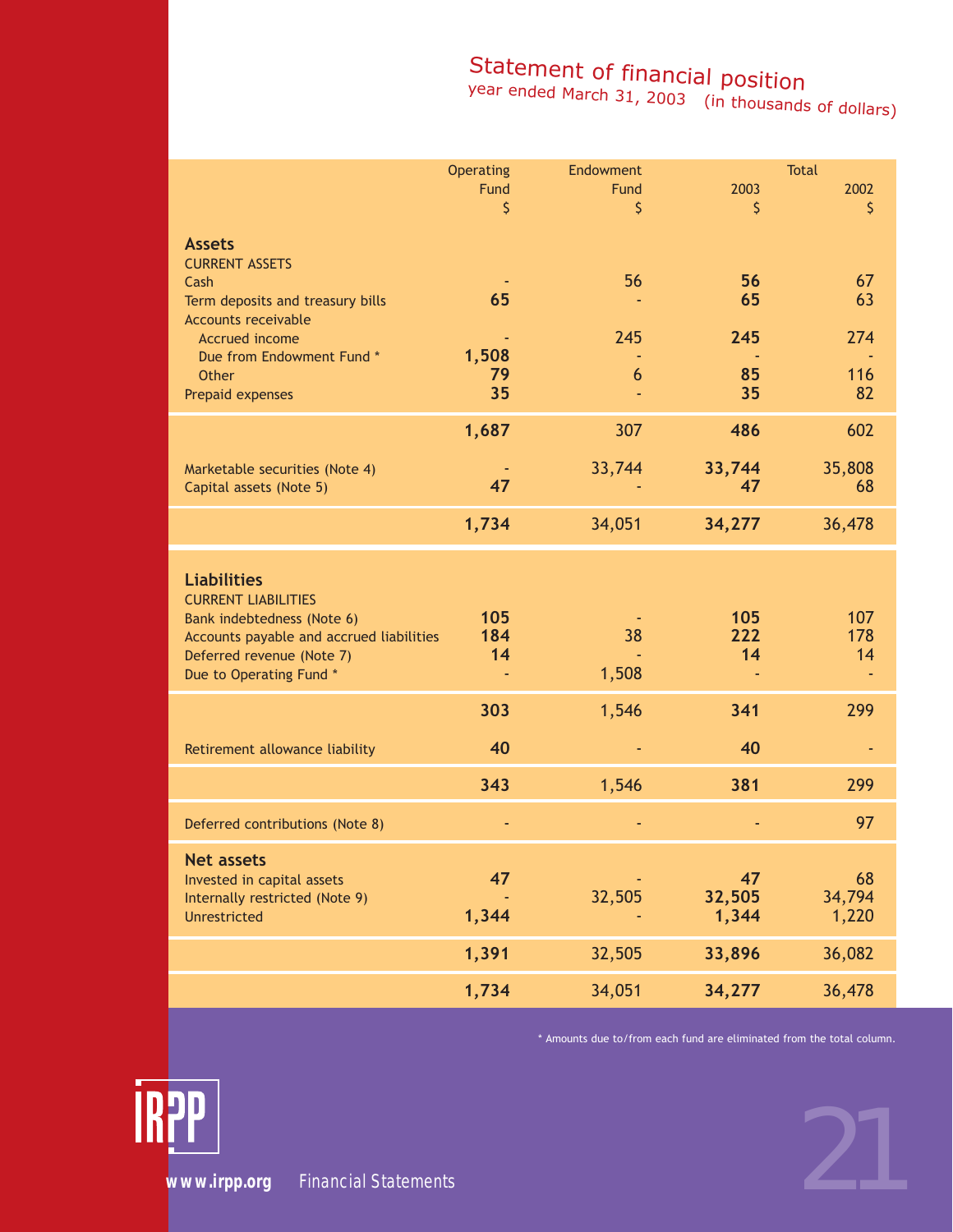# Statement of financial position

year ended March 31, 2003 (in thousands of dollars)

| | Operating Fund | Endowment Fund | Total 2003 | Total 2002 |
|---|---|---|---|---|
| | $ | $ | $ | $ |
| **Assets** | | | | |
| CURRENT ASSETS | | | | |
| Cash | - | 56 | **56** | 67 |
| Term deposits and treasury bills | **65** | - | **65** | 63 |
| Accounts receivable | | | | |
| Accrued income | - | 245 | **245** | 274 |
| Due from Endowment Fund * | **1,508** | - | - | - |
| Other | **79** | 6 | **85** | 116 |
| Prepaid expenses | **35** | - | **35** | 82 |
| | **1,687** | 307 | **486** | 602 |
| Marketable securities (Note 4) | - | 33,744 | **33,744** | 35,808 |
| Capital assets (Note 5) | **47** | - | **47** | 68 |
| | **1,734** | 34,051 | **34,277** | 36,478 |
| **Liabilities** | | | | |
| CURRENT LIABILITIES | | | | |
| Bank indebtedness (Note 6) | **105** | - | **105** | 107 |
| Accounts payable and accrued liabilities | **184** | 38 | **222** | 178 |
| Deferred revenue (Note 7) | **14** | - | **14** | 14 |
| Due to Operating Fund * | - | 1,508 | - | - |
| | **303** | 1,546 | **341** | 299 |
| Retirement allowance liability | **40** | - | **40** | - |
| | **343** | 1,546 | **381** | 299 |
| Deferred contributions (Note 8) | - | - | - | 97 |
| **Net assets** | | | | |
| Invested in capital assets | **47** | - | **47** | 68 |
| Internally restricted (Note 9) | - | 32,505 | **32,505** | 34,794 |
| Unrestricted | **1,344** | - | **1,344** | 1,220 |
| | **1,391** | 32,505 | **33,896** | 36,082 |
| | **1,734** | 34,051 | **34,277** | 36,478 |

* Amounts due to/from each fund are eliminated from the total column.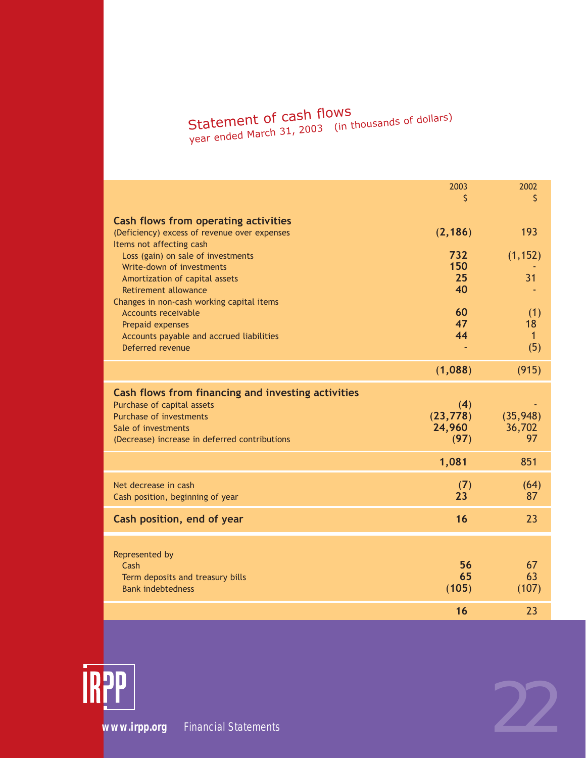## Statement of cash flows
year ended March 31, 2003 (in thousands of dollars)

| | 2003<br>$ | 2002<br>$ |
|---|---|---|
| **Cash flows from operating activities** | | |
| (Deficiency) excess of revenue over expenses | **(2,186)** | 193 |
| Items not affecting cash | | |
| Loss (gain) on sale of investments | **732** | (1,152) |
| Write-down of investments | **150** | - |
| Amortization of capital assets | **25** | 31 |
| Retirement allowance | **40** | - |
| Changes in non-cash working capital items | | |
| Accounts receivable | **60** | (1) |
| Prepaid expenses | **47** | 18 |
| Accounts payable and accrued liabilities | **44** | 1 |
| Deferred revenue | - | (5) |
| | **(1,088)** | (915) |
| **Cash flows from financing and investing activities** | | |
| Purchase of capital assets | **(4)** | - |
| Purchase of investments | **(23,778)** | (35,948) |
| Sale of investments | **24,960** | 36,702 |
| (Decrease) increase in deferred contributions | **(97)** | 97 |
| | **1,081** | 851 |
| Net decrease in cash | **(7)** | (64) |
| Cash position, beginning of year | **23** | 87 |
| **Cash position, end of year** | **16** | 23 |
| Represented by | | |
| Cash | **56** | 67 |
| Term deposits and treasury bills | **65** | 63 |
| Bank indebtedness | **(105)** | (107) |
| | **16** | 23 |

www.irpp.org Financial Statements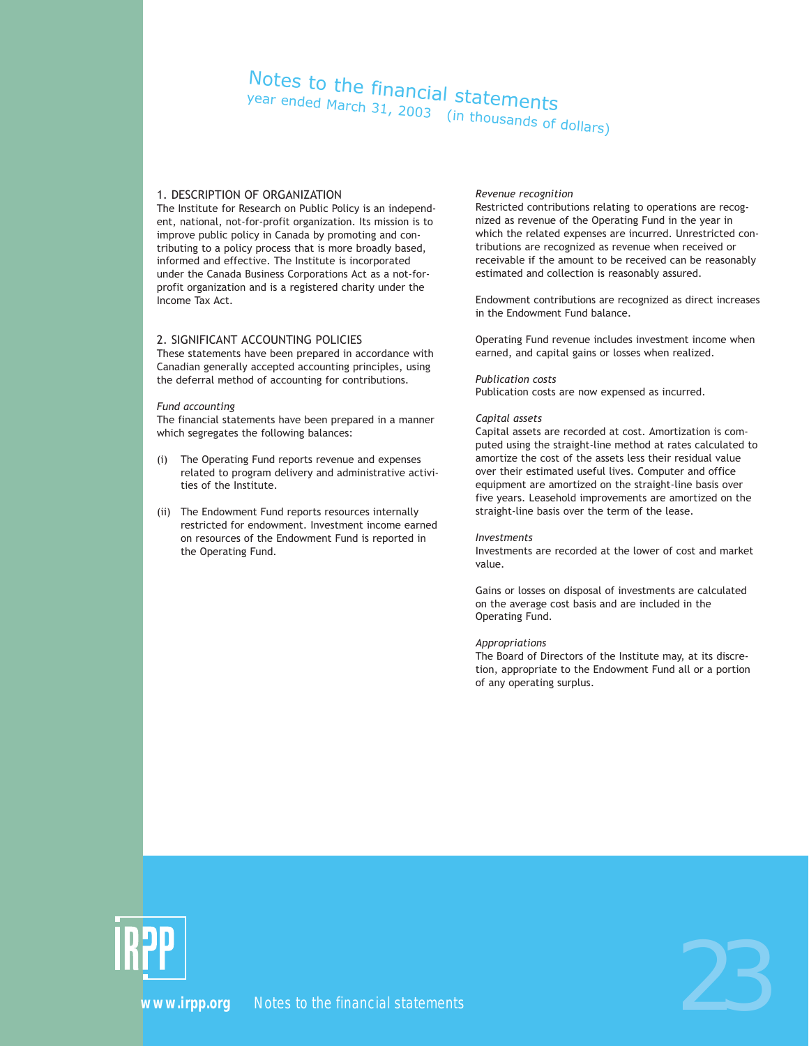# Notes to the financial statements

year ended March 31, 2003 (in thousands of dollars)

## 1. DESCRIPTION OF ORGANIZATION

The Institute for Research on Public Policy is an independent, national, not-for-profit organization. Its mission is to improve public policy in Canada by promoting and contributing to a policy process that is more broadly based, informed and effective. The Institute is incorporated under the Canada Business Corporations Act as a not-for-profit organization and is a registered charity under the Income Tax Act.

## 2. SIGNIFICANT ACCOUNTING POLICIES

These statements have been prepared in accordance with Canadian generally accepted accounting principles, using the deferral method of accounting for contributions.

*Fund accounting*

The financial statements have been prepared in a manner which segregates the following balances:

(i) The Operating Fund reports revenue and expenses related to program delivery and administrative activities of the Institute.

(ii) The Endowment Fund reports resources internally restricted for endowment. Investment income earned on resources of the Endowment Fund is reported in the Operating Fund.

*Revenue recognition*

Restricted contributions relating to operations are recognized as revenue of the Operating Fund in the year in which the related expenses are incurred. Unrestricted contributions are recognized as revenue when received or receivable if the amount to be received can be reasonably estimated and collection is reasonably assured.

Endowment contributions are recognized as direct increases in the Endowment Fund balance.

Operating Fund revenue includes investment income when earned, and capital gains or losses when realized.

*Publication costs*

Publication costs are now expensed as incurred.

*Capital assets*

Capital assets are recorded at cost. Amortization is computed using the straight-line method at rates calculated to amortize the cost of the assets less their residual value over their estimated useful lives. Computer and office equipment are amortized on the straight-line basis over five years. Leasehold improvements are amortized on the straight-line basis over the term of the lease.

*Investments*

Investments are recorded at the lower of cost and market value.

Gains or losses on disposal of investments are calculated on the average cost basis and are included in the Operating Fund.

*Appropriations*

The Board of Directors of the Institute may, at its discretion, appropriate to the Endowment Fund all or a portion of any operating surplus.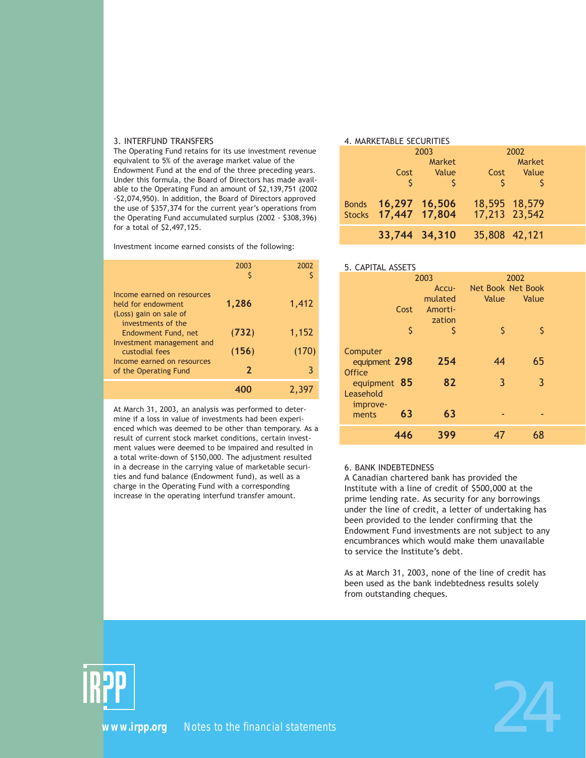### 3. INTERFUND TRANSFERS

The Operating Fund retains for its use investment revenue equivalent to 5% of the average market value of the Endowment Fund at the end of the three preceding years. Under this formula, the Board of Directors has made available to the Operating Fund an amount of $2,139,751 (2002 -$2,074,950). In addition, the Board of Directors approved the use of $357,374 for the current year's operations from the Operating Fund accumulated surplus (2002 - $308,396) for a total of $2,497,125.

Investment income earned consists of the following:

| | 2003<br>$ | 2002<br>$ |
|---|---|---|
| Income earned on resources held for endowment | **1,286** | 1,412 |
| (Loss) gain on sale of investments of the Endowment Fund, net | **(732)** | 1,152 |
| Investment management and custodial fees | **(156)** | (170) |
| Income earned on resources of the Operating Fund | **2** | 3 |
| | **400** | 2,397 |

At March 31, 2003, an analysis was performed to determine if a loss in value of investments had been experienced which was deemed to be other than temporary. As a result of current stock market conditions, certain investment values were deemed to be impaired and resulted in a total write-down of $150,000. The adjustment resulted in a decrease in the carrying value of marketable securities and fund balance (Endowment fund), as well as a charge in the Operating Fund with a corresponding increase in the operating interfund transfer amount.

### 4. MARKETABLE SECURITIES

| | 2003 | | 2002 | |
|---|---|---|---|---|
| | Cost<br>$ | Market Value<br>$ | Cost<br>$ | Market Value<br>$ |
| Bonds | **16,297** | **16,506** | 18,595 | 18,579 |
| Stocks | **17,447** | **17,804** | 17,213 | 23,542 |
| | **33,744** | **34,310** | 35,808 | 42,121 |

### 5. CAPITAL ASSETS

| | 2003 | | | 2002 |
|---|---|---|---|---|
| | Cost<br>$ | Accumulated Amortization<br>$ | Net Book Value<br>$ | Net Book Value<br>$ |
| Computer equipment | **298** | **254** | 44 | 65 |
| Office equipment | **85** | **82** | 3 | 3 |
| Leasehold improvements | **63** | **63** | - | - |
| | **446** | **399** | 47 | 68 |

### 6. BANK INDEBTEDNESS

A Canadian chartered bank has provided the Institute with a line of credit of $500,000 at the prime lending rate. As security for any borrowings under the line of credit, a letter of undertaking has been provided to the lender confirming that the Endowment Fund investments are not subject to any encumbrances which would make them unavailable to service the Institute's debt.

As at March 31, 2003, none of the line of credit has been used as the bank indebtedness results solely from outstanding cheques.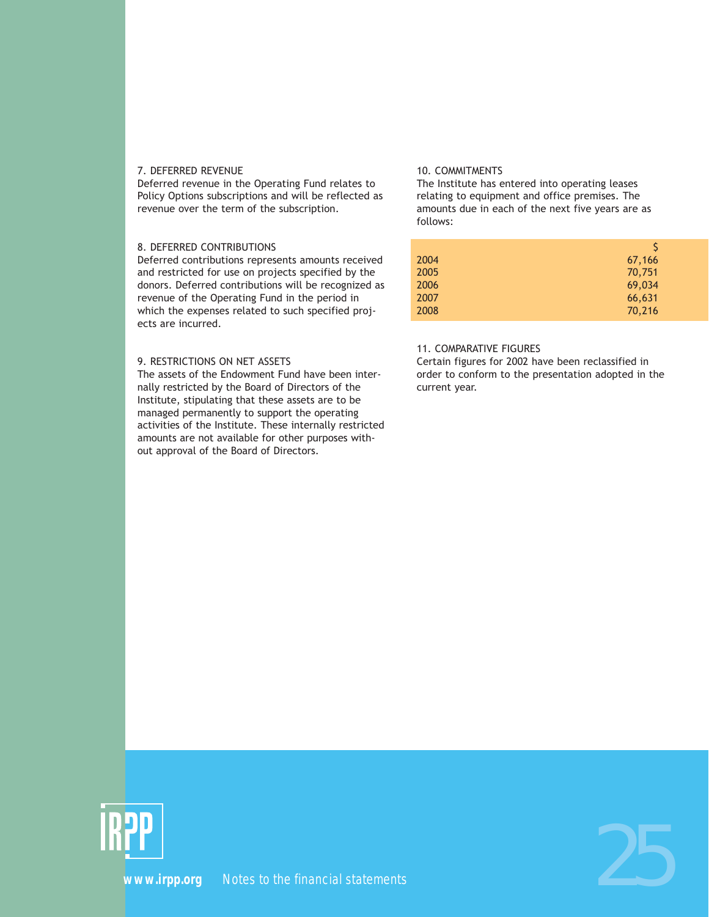### 7. DEFERRED REVENUE

Deferred revenue in the Operating Fund relates to Policy Options subscriptions and will be reflected as revenue over the term of the subscription.

### 8. DEFERRED CONTRIBUTIONS

Deferred contributions represents amounts received and restricted for use on projects specified by the donors. Deferred contributions will be recognized as revenue of the Operating Fund in the period in which the expenses related to such specified projects are incurred.

### 9. RESTRICTIONS ON NET ASSETS

The assets of the Endowment Fund have been internally restricted by the Board of Directors of the Institute, stipulating that these assets are to be managed permanently to support the operating activities of the Institute. These internally restricted amounts are not available for other purposes without approval of the Board of Directors.

### 10. COMMITMENTS

The Institute has entered into operating leases relating to equipment and office premises. The amounts due in each of the next five years are as follows:

| | $ |
|---|---|
| 2004 | 67,166 |
| 2005 | 70,751 |
| 2006 | 69,034 |
| 2007 | 66,631 |
| 2008 | 70,216 |

### 11. COMPARATIVE FIGURES

Certain figures for 2002 have been reclassified in order to conform to the presentation adopted in the current year.